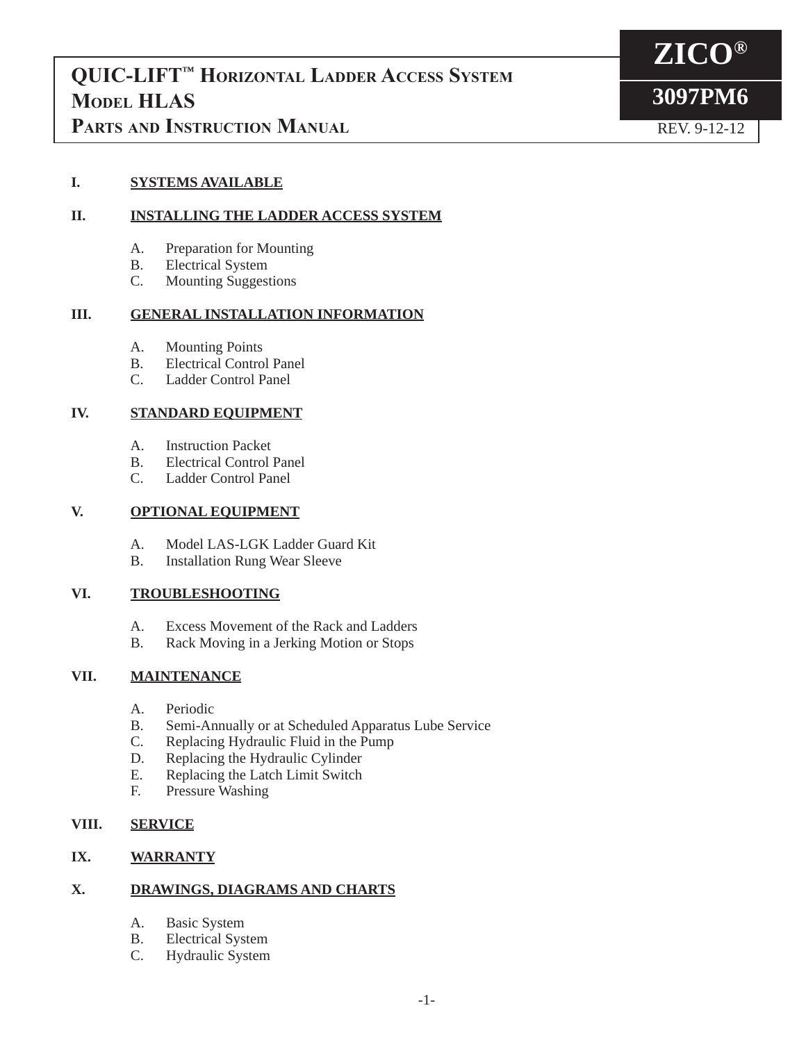# QUIC-LIFT™ Horizontal Ladder Access System Model HLAS Parts and Instruction Manual

**ZICO®**

**3097PM6**

REV. 9-12-12

**I. SYSTEMS AVAILABLE**

**II. INSTALLING THE LADDER ACCESS SYSTEM**

- A. Preparation for Mounting
- B. Electrical System
- C. Mounting Suggestions

**III. GENERAL INSTALLATION INFORMATION**

- A. Mounting Points
- B. Electrical Control Panel
- C. Ladder Control Panel

**IV. STANDARD EQUIPMENT**

- A. Instruction Packet
- B. Electrical Control Panel
- C. Ladder Control Panel

**V. OPTIONAL EQUIPMENT**

- A. Model LAS-LGK Ladder Guard Kit
- B. Installation Rung Wear Sleeve

**VI. TROUBLESHOOTING**

- A. Excess Movement of the Rack and Ladders
- B. Rack Moving in a Jerking Motion or Stops

**VII. MAINTENANCE**

- A. Periodic
- B. Semi-Annually or at Scheduled Apparatus Lube Service
- C. Replacing Hydraulic Fluid in the Pump
- D. Replacing the Hydraulic Cylinder
- E. Replacing the Latch Limit Switch
- F. Pressure Washing

**VIII. SERVICE**

**IX. WARRANTY**

**X. DRAWINGS, DIAGRAMS AND CHARTS**

- A. Basic System
- B. Electrical System
- C. Hydraulic System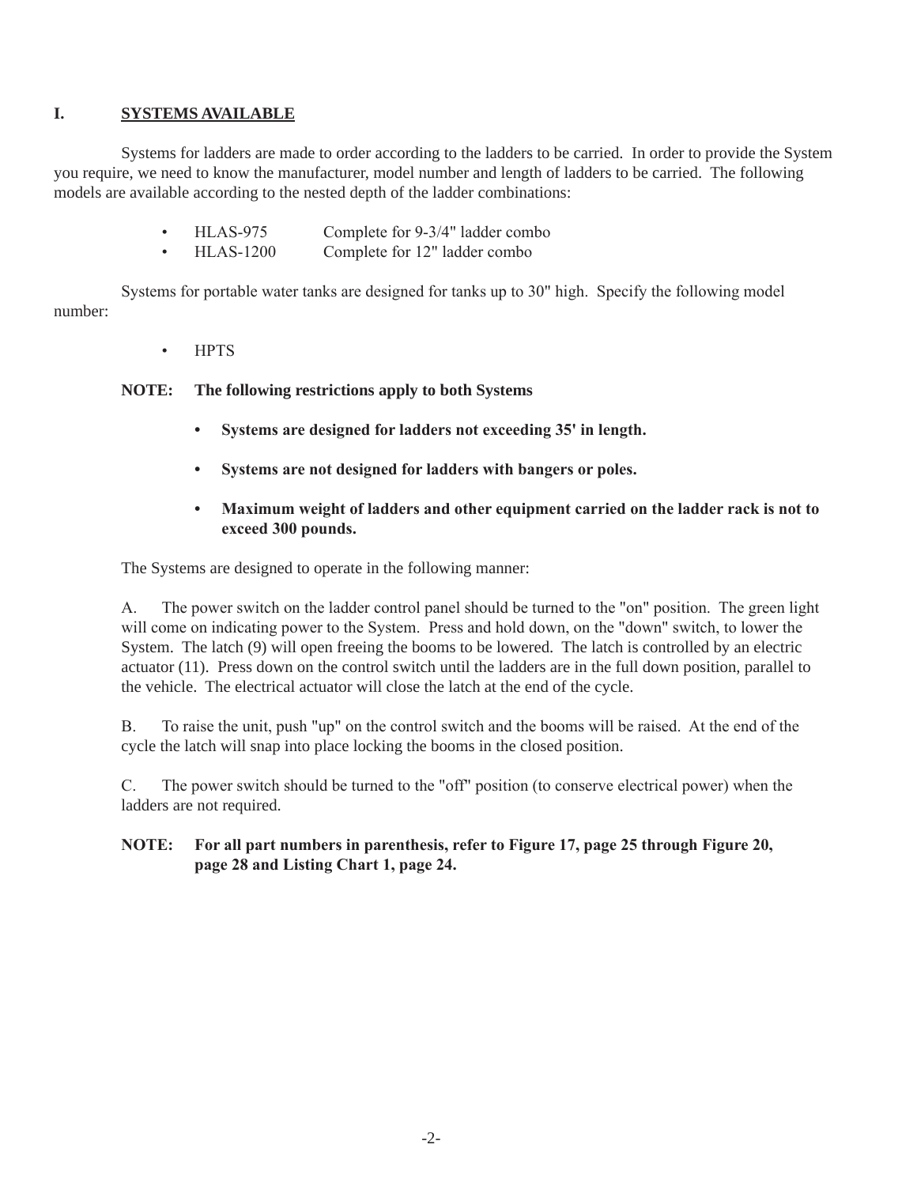## I. SYSTEMS AVAILABLE

Systems for ladders are made to order according to the ladders to be carried. In order to provide the System you require, we need to know the manufacturer, model number and length of ladders to be carried. The following models are available according to the nested depth of the ladder combinations:

- HLAS-975 Complete for 9-3/4" ladder combo
- HLAS-1200 Complete for 12" ladder combo

Systems for portable water tanks are designed for tanks up to 30" high. Specify the following model number:

- HPTS

**NOTE: The following restrictions apply to both Systems**

- **Systems are designed for ladders not exceeding 35' in length.**
- **Systems are not designed for ladders with bangers or poles.**
- **Maximum weight of ladders and other equipment carried on the ladder rack is not to exceed 300 pounds.**

The Systems are designed to operate in the following manner:

A. The power switch on the ladder control panel should be turned to the "on" position. The green light will come on indicating power to the System. Press and hold down, on the "down" switch, to lower the System. The latch (9) will open freeing the booms to be lowered. The latch is controlled by an electric actuator (11). Press down on the control switch until the ladders are in the full down position, parallel to the vehicle. The electrical actuator will close the latch at the end of the cycle.

B. To raise the unit, push "up" on the control switch and the booms will be raised. At the end of the cycle the latch will snap into place locking the booms in the closed position.

C. The power switch should be turned to the "off" position (to conserve electrical power) when the ladders are not required.

**NOTE: For all part numbers in parenthesis, refer to Figure 17, page 25 through Figure 20, page 28 and Listing Chart 1, page 24.**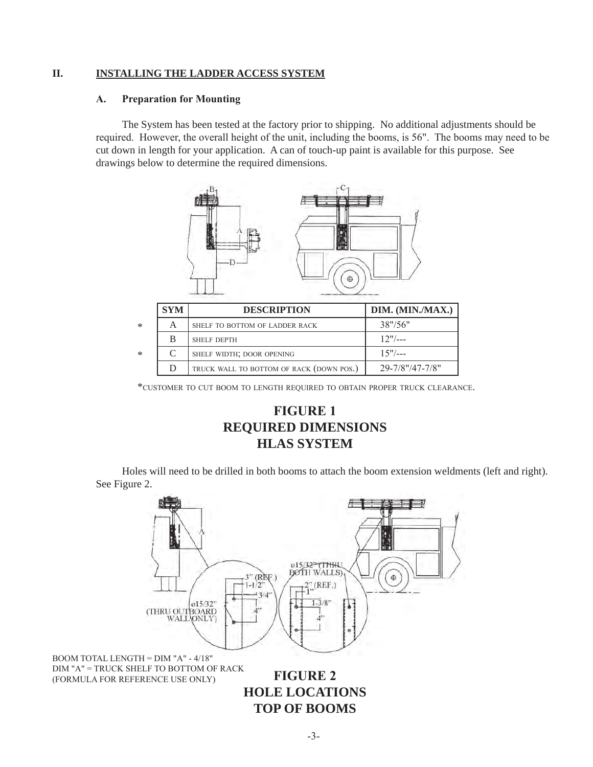## II. INSTALLING THE LADDER ACCESS SYSTEM

### A. Preparation for Mounting

The System has been tested at the factory prior to shipping. No additional adjustments should be required. However, the overall height of the unit, including the booms, is 56". The booms may need to be cut down in length for your application. A can of touch-up paint is available for this purpose. See drawings below to determine the required dimensions.

| | SYM | DESCRIPTION | DIM. (MIN./MAX.) |
|---|---|---|---|
| * | A | SHELF TO BOTTOM OF LADDER RACK | 38"/56" |
| | B | SHELF DEPTH | 12"/--- |
| * | C | SHELF WIDTH; DOOR OPENING | 15"/--- |
| | D | TRUCK WALL TO BOTTOM OF RACK (DOWN POS.) | 29-7/8"/47-7/8" |

*CUSTOMER TO CUT BOOM TO LENGTH REQUIRED TO OBTAIN PROPER TRUCK CLEARANCE.

**FIGURE 1**
**REQUIRED DIMENSIONS**
**HLAS SYSTEM**

Holes will need to be drilled in both booms to attach the boom extension weldments (left and right). See Figure 2.

BOOM TOTAL LENGTH = DIM "A" - 4/18"
DIM "A" = TRUCK SHELF TO BOTTOM OF RACK
(FORMULA FOR REFERENCE USE ONLY)

**FIGURE 2**
**HOLE LOCATIONS**
**TOP OF BOOMS**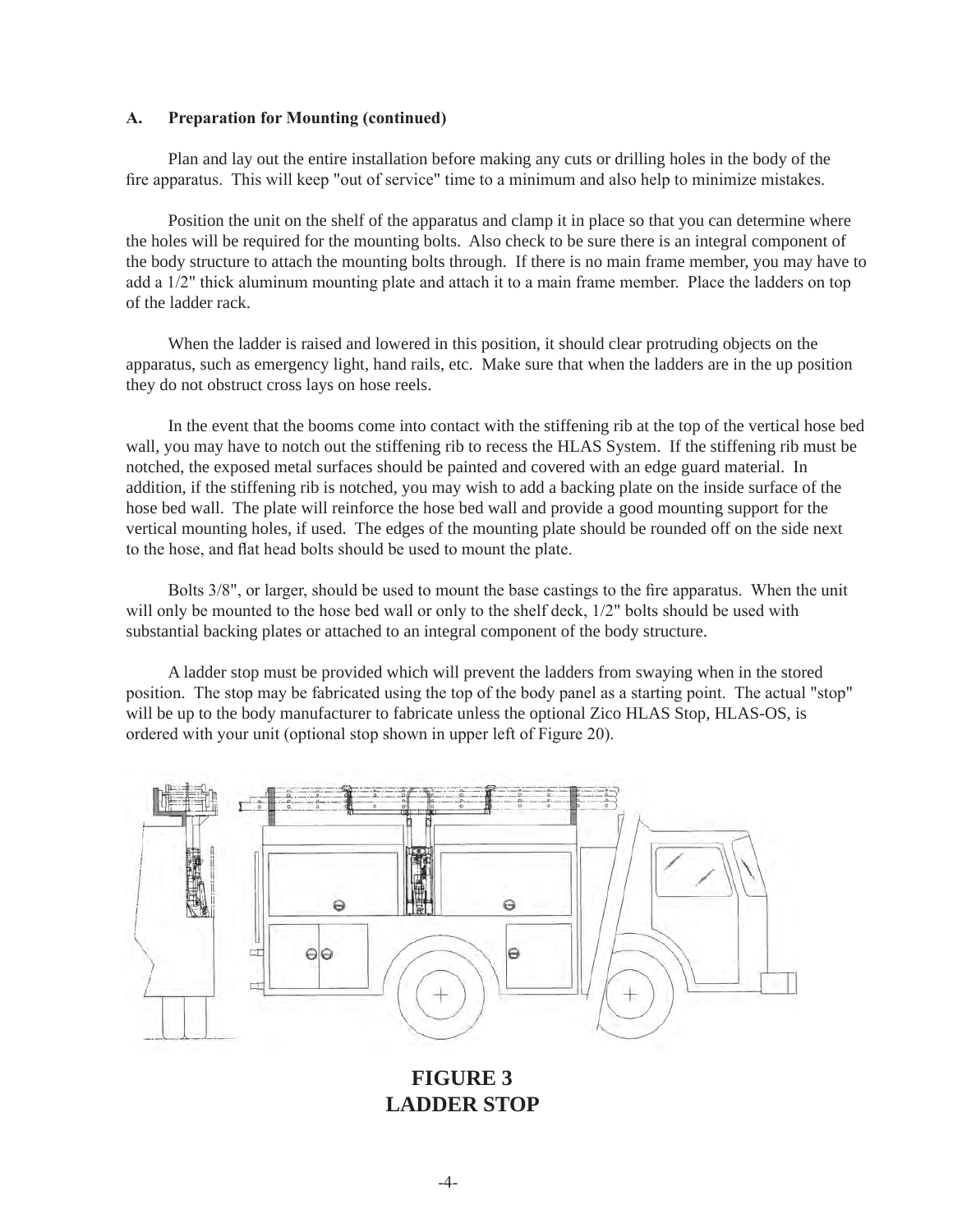### A. Preparation for Mounting (continued)

Plan and lay out the entire installation before making any cuts or drilling holes in the body of the fire apparatus. This will keep "out of service" time to a minimum and also help to minimize mistakes.

Position the unit on the shelf of the apparatus and clamp it in place so that you can determine where the holes will be required for the mounting bolts. Also check to be sure there is an integral component of the body structure to attach the mounting bolts through. If there is no main frame member, you may have to add a 1/2" thick aluminum mounting plate and attach it to a main frame member. Place the ladders on top of the ladder rack.

When the ladder is raised and lowered in this position, it should clear protruding objects on the apparatus, such as emergency light, hand rails, etc. Make sure that when the ladders are in the up position they do not obstruct cross lays on hose reels.

In the event that the booms come into contact with the stiffening rib at the top of the vertical hose bed wall, you may have to notch out the stiffening rib to recess the HLAS System. If the stiffening rib must be notched, the exposed metal surfaces should be painted and covered with an edge guard material. In addition, if the stiffening rib is notched, you may wish to add a backing plate on the inside surface of the hose bed wall. The plate will reinforce the hose bed wall and provide a good mounting support for the vertical mounting holes, if used. The edges of the mounting plate should be rounded off on the side next to the hose, and flat head bolts should be used to mount the plate.

Bolts 3/8", or larger, should be used to mount the base castings to the fire apparatus. When the unit will only be mounted to the hose bed wall or only to the shelf deck, 1/2" bolts should be used with substantial backing plates or attached to an integral component of the body structure.

A ladder stop must be provided which will prevent the ladders from swaying when in the stored position. The stop may be fabricated using the top of the body panel as a starting point. The actual "stop" will be up to the body manufacturer to fabricate unless the optional Zico HLAS Stop, HLAS-OS, is ordered with your unit (optional stop shown in upper left of Figure 20).

**FIGURE 3**
**LADDER STOP**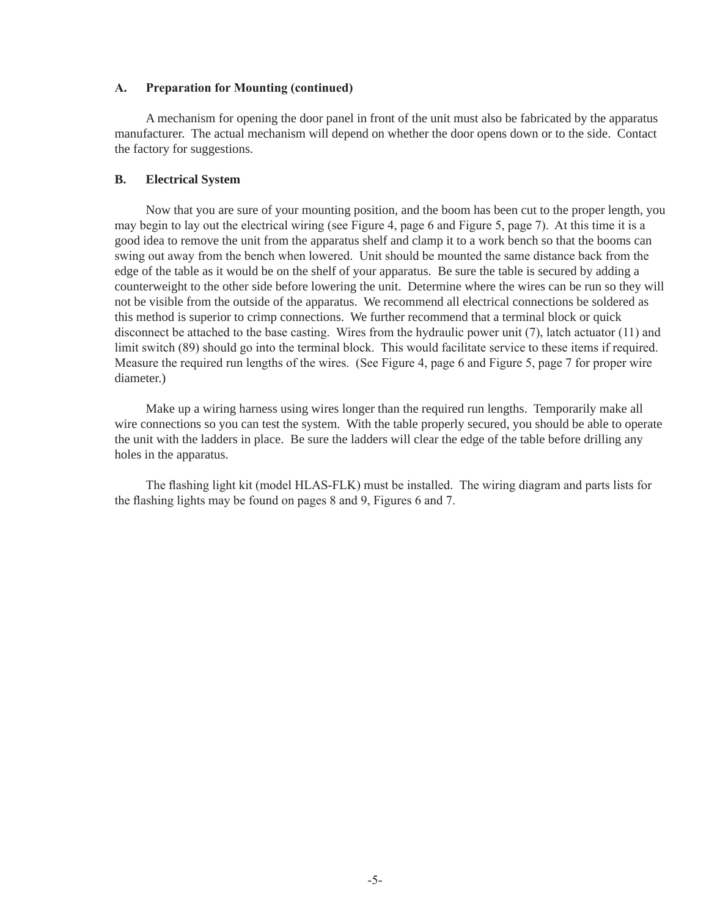### A. Preparation for Mounting (continued)

A mechanism for opening the door panel in front of the unit must also be fabricated by the apparatus manufacturer. The actual mechanism will depend on whether the door opens down or to the side. Contact the factory for suggestions.

### B. Electrical System

Now that you are sure of your mounting position, and the boom has been cut to the proper length, you may begin to lay out the electrical wiring (see Figure 4, page 6 and Figure 5, page 7). At this time it is a good idea to remove the unit from the apparatus shelf and clamp it to a work bench so that the booms can swing out away from the bench when lowered. Unit should be mounted the same distance back from the edge of the table as it would be on the shelf of your apparatus. Be sure the table is secured by adding a counterweight to the other side before lowering the unit. Determine where the wires can be run so they will not be visible from the outside of the apparatus. We recommend all electrical connections be soldered as this method is superior to crimp connections. We further recommend that a terminal block or quick disconnect be attached to the base casting. Wires from the hydraulic power unit (7), latch actuator (11) and limit switch (89) should go into the terminal block. This would facilitate service to these items if required. Measure the required run lengths of the wires. (See Figure 4, page 6 and Figure 5, page 7 for proper wire diameter.)

Make up a wiring harness using wires longer than the required run lengths. Temporarily make all wire connections so you can test the system. With the table properly secured, you should be able to operate the unit with the ladders in place. Be sure the ladders will clear the edge of the table before drilling any holes in the apparatus.

The flashing light kit (model HLAS-FLK) must be installed. The wiring diagram and parts lists for the flashing lights may be found on pages 8 and 9, Figures 6 and 7.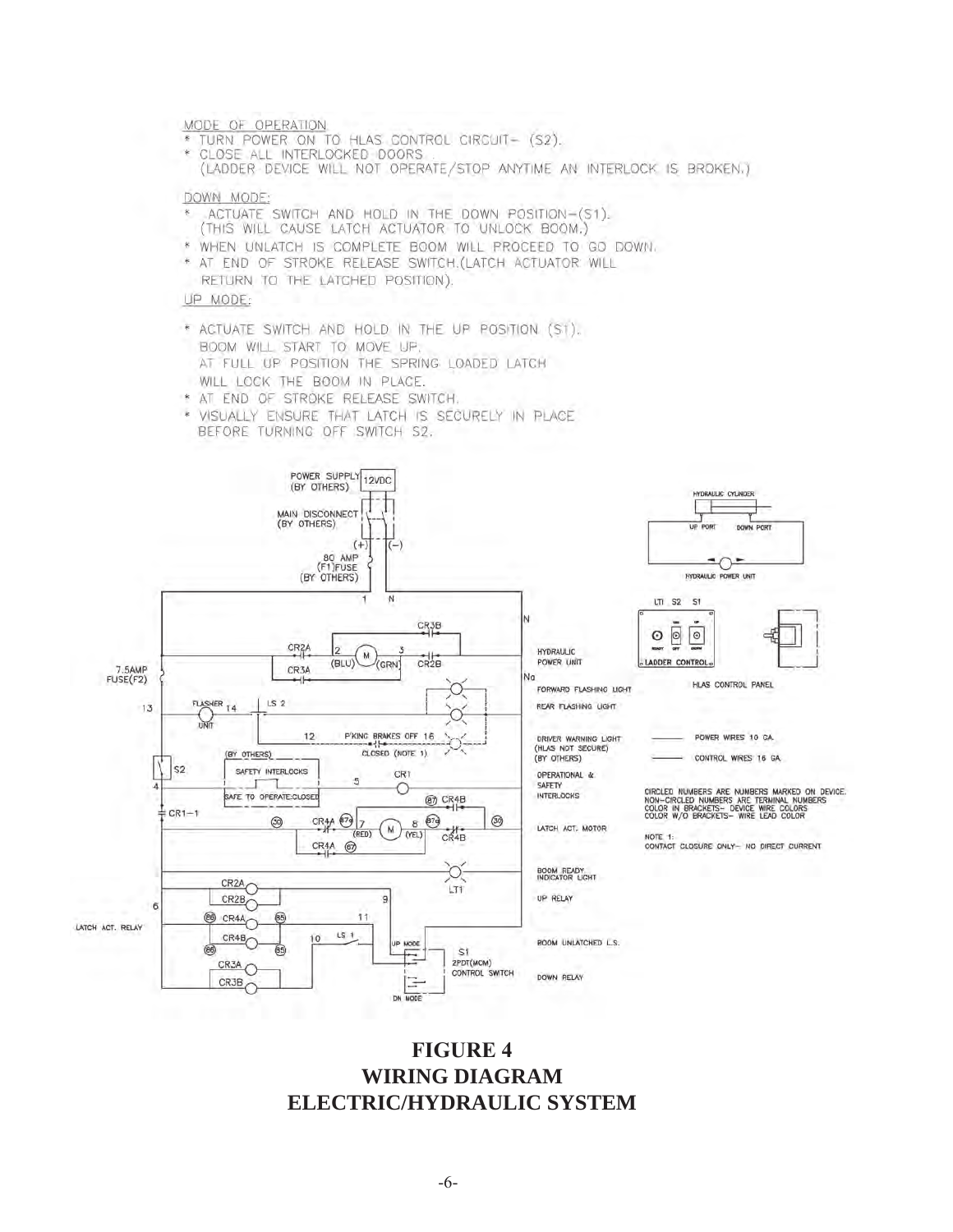MODE OF OPERATION

* TURN POWER ON TO HLAS CONTROL CIRCUIT– (S2).
* CLOSE ALL INTERLOCKED DOORS.
  (LADDER DEVICE WILL NOT OPERATE/STOP ANYTIME AN INTERLOCK IS BROKEN.)

DOWN MODE:

* ACTUATE SWITCH AND HOLD IN THE DOWN POSITION–(S1).
  (THIS WILL CAUSE LATCH ACTUATOR TO UNLOCK BOOM.)
* WHEN UNLATCH IS COMPLETE BOOM WILL PROCEED TO GO DOWN.
* AT END OF STROKE RELEASE SWITCH.(LATCH ACTUATOR WILL RETURN TO THE LATCHED POSITION).

UP MODE:

* ACTUATE SWITCH AND HOLD IN THE UP POSITION (S1).
  BOOM WILL START TO MOVE UP.
  AT FULL UP POSITION THE SPRING LOADED LATCH WILL LOCK THE BOOM IN PLACE.
* AT END OF STROKE RELEASE SWITCH.
* VISUALLY ENSURE THAT LATCH IS SECURELY IN PLACE BEFORE TURNING OFF SWITCH S2.

POWER WIRES 10 GA.

CONTROL WIRES 16 GA.

CIRCLED NUMBERS ARE NUMBERS MARKED ON DEVICE. NON–CIRCLED NUMBERS ARE TERMINAL NUMBERS COLOR IN BRACKETS– DEVICE WIRE COLORS COLOR W/O BRACKETS– WIRE LEAD COLOR

NOTE 1: CONTACT CLOSURE ONLY– NO DIRECT CURRENT

**FIGURE 4**
**WIRING DIAGRAM**
**ELECTRIC/HYDRAULIC SYSTEM**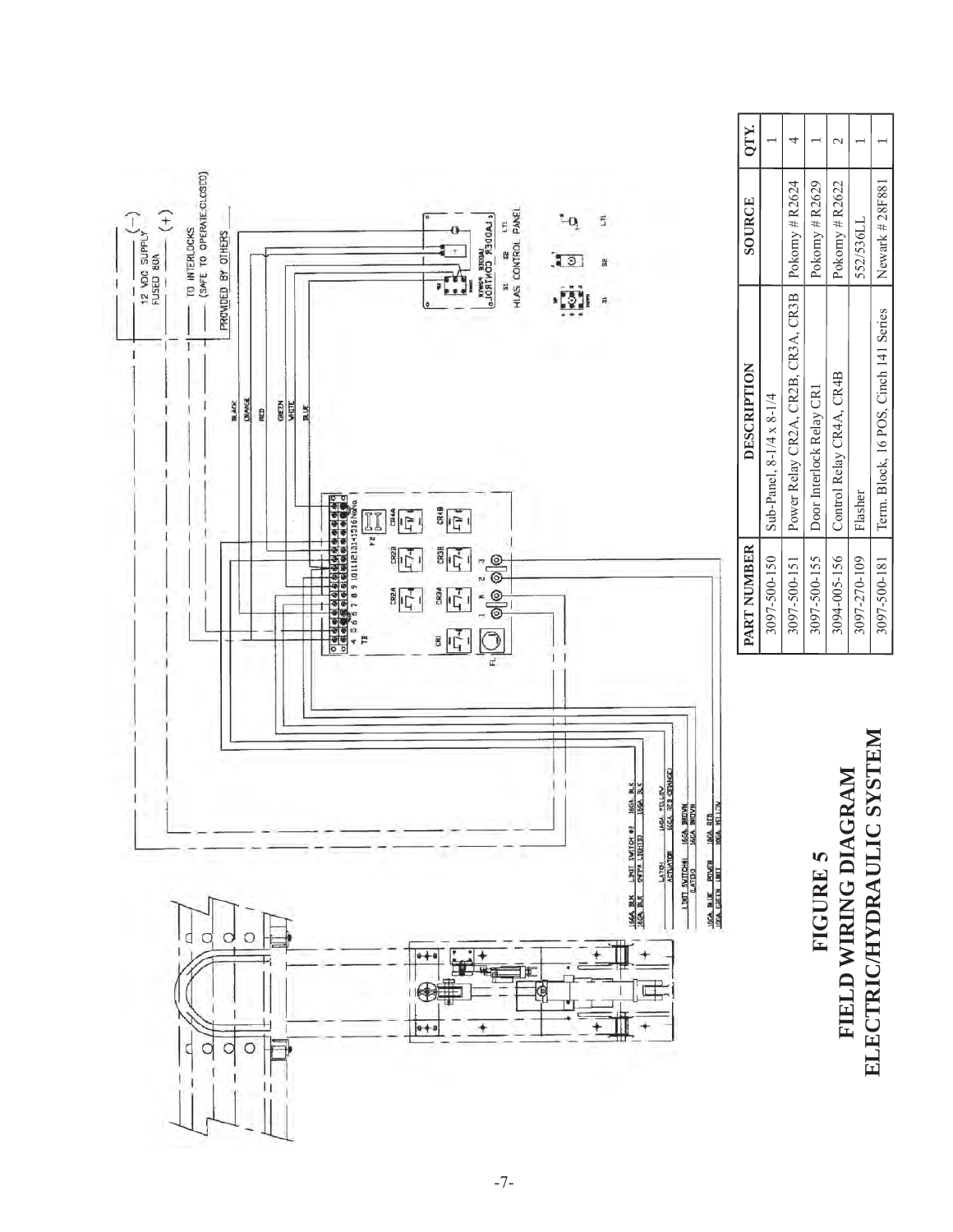| PART NUMBER | DESCRIPTION | SOURCE | QTY. |
| --- | --- | --- | --- |
| 3097-500-150 | Sub-Panel, 8-1/4 x 8-1/4 | | 1 |
| 3097-500-151 | Power Relay CR2A, CR2B, CR3A, CR3B | Pokorny # R2624 | 4 |
| 3097-500-155 | Door Interlock Relay CR1 | Pokorny # R2629 | 1 |
| 3094-005-156 | Control Relay CR4A, CR4B | Pokorny # R2622 | 2 |
| 3097-270-109 | Flasher | 552/536LL | 1 |
| 3097-500-181 | Term. Block, 16 POS, Cinch 141 Series | Newark # 28F881 | 1 |

**FIGURE 5**
**FIELD WIRING DIAGRAM**
**ELECTRIC/HYDRAULIC SYSTEM**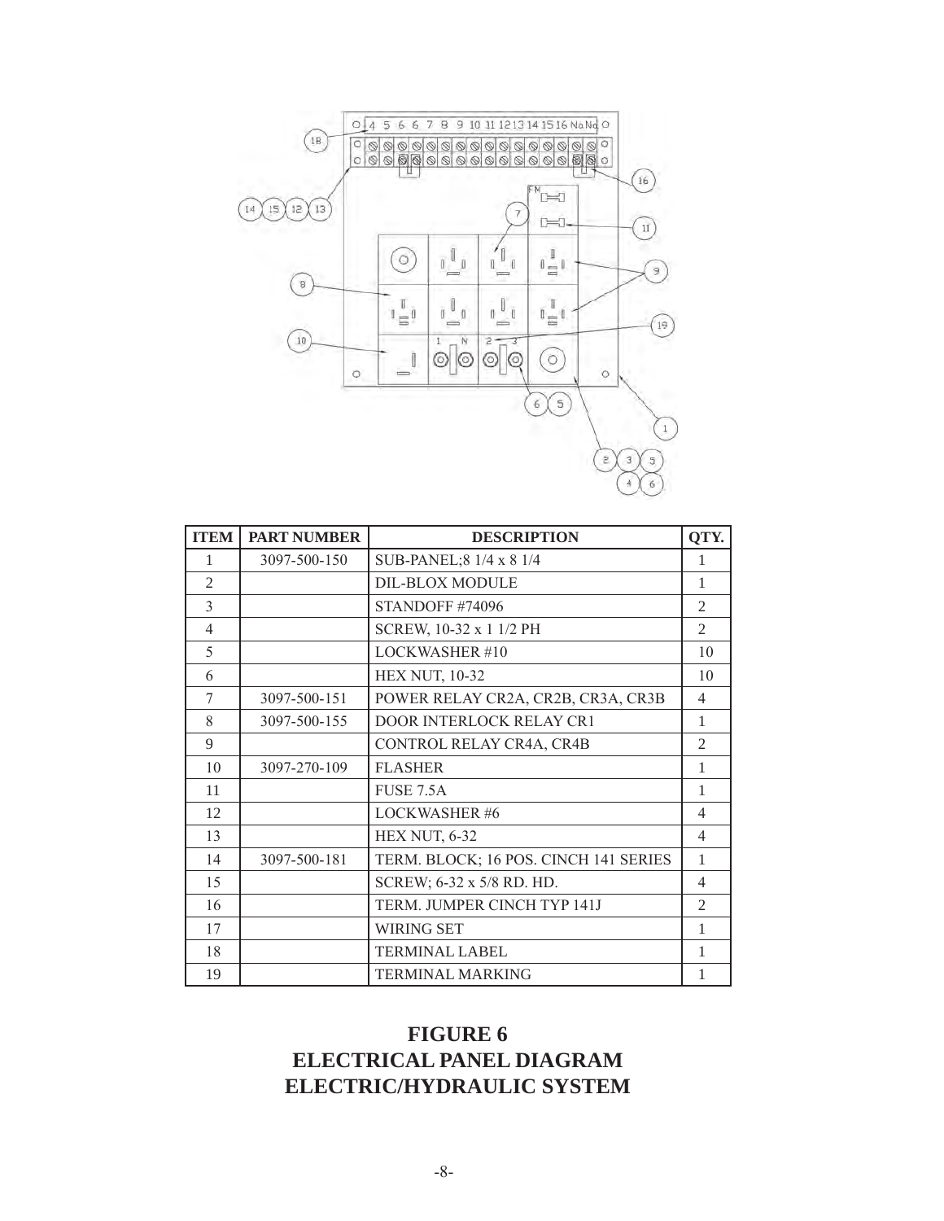| ITEM | PART NUMBER | DESCRIPTION | QTY. |
|---|---|---|---|
| 1 | 3097-500-150 | SUB-PANEL;8 1/4 x 8 1/4 | 1 |
| 2 | | DIL-BLOX MODULE | 1 |
| 3 | | STANDOFF #74096 | 2 |
| 4 | | SCREW, 10-32 x 1 1/2 PH | 2 |
| 5 | | LOCKWASHER #10 | 10 |
| 6 | | HEX NUT, 10-32 | 10 |
| 7 | 3097-500-151 | POWER RELAY CR2A, CR2B, CR3A, CR3B | 4 |
| 8 | 3097-500-155 | DOOR INTERLOCK RELAY CR1 | 1 |
| 9 | | CONTROL RELAY CR4A, CR4B | 2 |
| 10 | 3097-270-109 | FLASHER | 1 |
| 11 | | FUSE 7.5A | 1 |
| 12 | | LOCKWASHER #6 | 4 |
| 13 | | HEX NUT, 6-32 | 4 |
| 14 | 3097-500-181 | TERM. BLOCK; 16 POS. CINCH 141 SERIES | 1 |
| 15 | | SCREW; 6-32 x 5/8 RD. HD. | 4 |
| 16 | | TERM. JUMPER CINCH TYP 141J | 2 |
| 17 | | WIRING SET | 1 |
| 18 | | TERMINAL LABEL | 1 |
| 19 | | TERMINAL MARKING | 1 |

## FIGURE 6
## ELECTRICAL PANEL DIAGRAM
## ELECTRIC/HYDRAULIC SYSTEM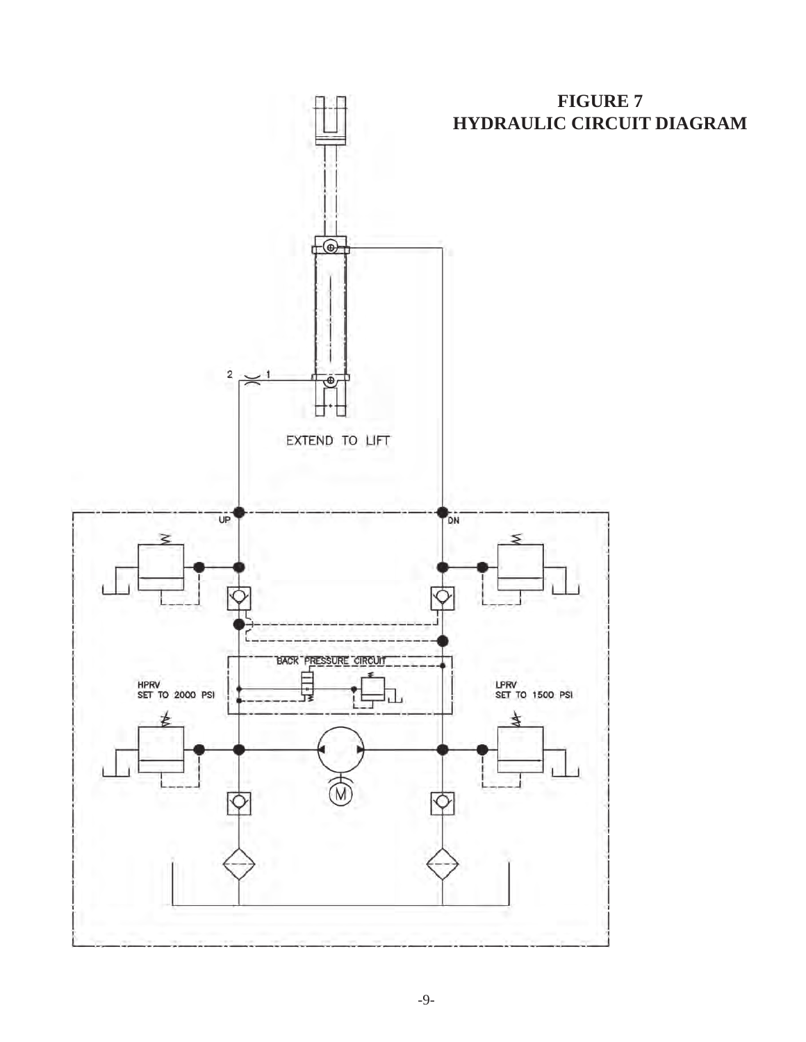# FIGURE 7
# HYDRAULIC CIRCUIT DIAGRAM

EXTEND TO LIFT

UP

DN

BACK PRESSURE CIRCUIT

HPRV
SET TO 2000 PSI

LPRV
SET TO 1500 PSI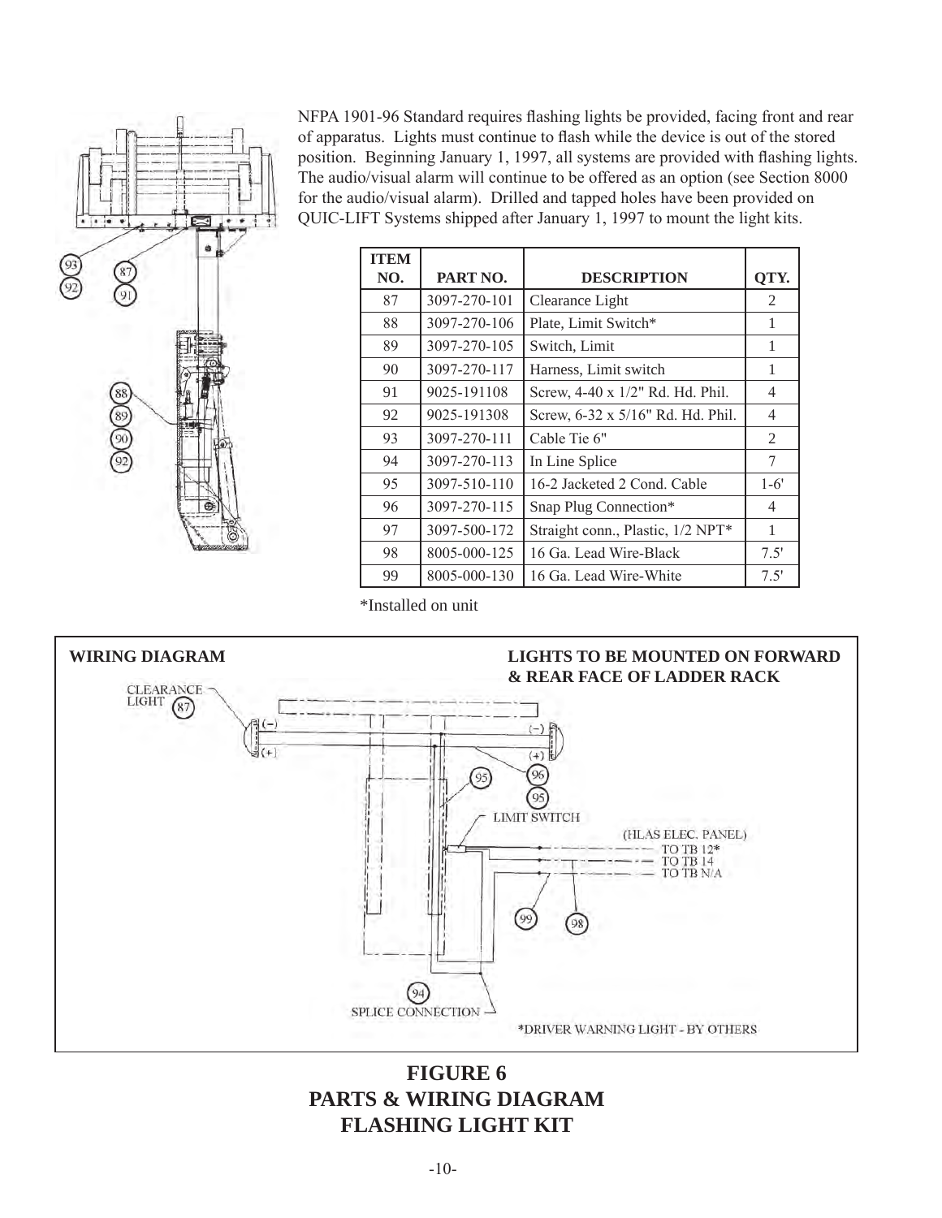NFPA 1901-96 Standard requires flashing lights be provided, facing front and rear of apparatus. Lights must continue to flash while the device is out of the stored position. Beginning January 1, 1997, all systems are provided with flashing lights. The audio/visual alarm will continue to be offered as an option (see Section 8000 for the audio/visual alarm). Drilled and tapped holes have been provided on QUIC-LIFT Systems shipped after January 1, 1997 to mount the light kits.

| ITEM NO. | PART NO. | DESCRIPTION | QTY. |
|---|---|---|---|
| 87 | 3097-270-101 | Clearance Light | 2 |
| 88 | 3097-270-106 | Plate, Limit Switch* | 1 |
| 89 | 3097-270-105 | Switch, Limit | 1 |
| 90 | 3097-270-117 | Harness, Limit switch | 1 |
| 91 | 9025-191108 | Screw, 4-40 x 1/2" Rd. Hd. Phil. | 4 |
| 92 | 9025-191308 | Screw, 6-32 x 5/16" Rd. Hd. Phil. | 4 |
| 93 | 3097-270-111 | Cable Tie 6" | 2 |
| 94 | 3097-270-113 | In Line Splice | 7 |
| 95 | 3097-510-110 | 16-2 Jacketed 2 Cond. Cable | 1-6' |
| 96 | 3097-270-115 | Snap Plug Connection* | 4 |
| 97 | 3097-500-172 | Straight conn., Plastic, 1/2 NPT* | 1 |
| 98 | 8005-000-125 | 16 Ga. Lead Wire-Black | 7.5' |
| 99 | 8005-000-130 | 16 Ga. Lead Wire-White | 7.5' |

*Installed on unit

**WIRING DIAGRAM**

**LIGHTS TO BE MOUNTED ON FORWARD & REAR FACE OF LADDER RACK**

CLEARANCE LIGHT (87)

LIMIT SWITCH

(HLAS ELEC. PANEL) TO TB 12* TO TB 14 TO TB N/A

SPLICE CONNECTION (94)

*DRIVER WARNING LIGHT - BY OTHERS

## FIGURE 6
## PARTS & WIRING DIAGRAM
## FLASHING LIGHT KIT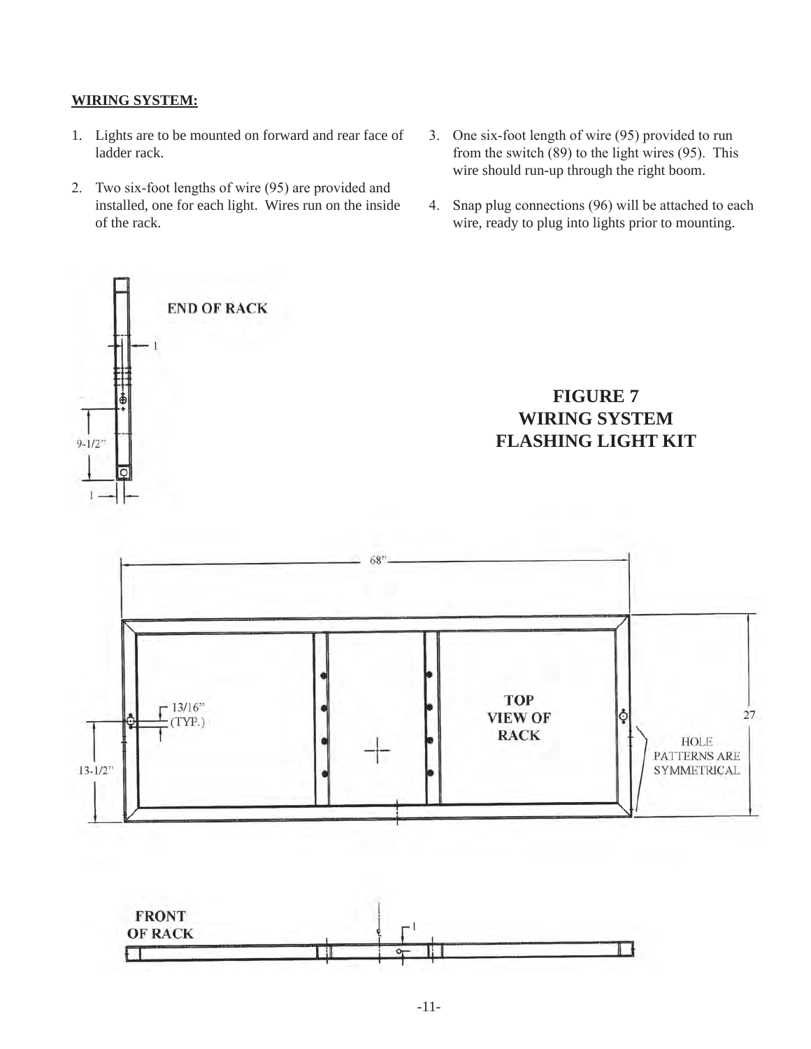**WIRING SYSTEM:**

1. Lights are to be mounted on forward and rear face of ladder rack.

2. Two six-foot lengths of wire (95) are provided and installed, one for each light. Wires run on the inside of the rack.

3. One six-foot length of wire (95) provided to run from the switch (89) to the light wires (95). This wire should run-up through the right boom.

4. Snap plug connections (96) will be attached to each wire, ready to plug into lights prior to mounting.

END OF RACK

1

9-1/2"

1

**FIGURE 7**
**WIRING SYSTEM**
**FLASHING LIGHT KIT**

68"

13/16" (TYP.)

TOP VIEW OF RACK

27

HOLE PATTERNS ARE SYMMETRICAL

13-1/2"

FRONT OF RACK

1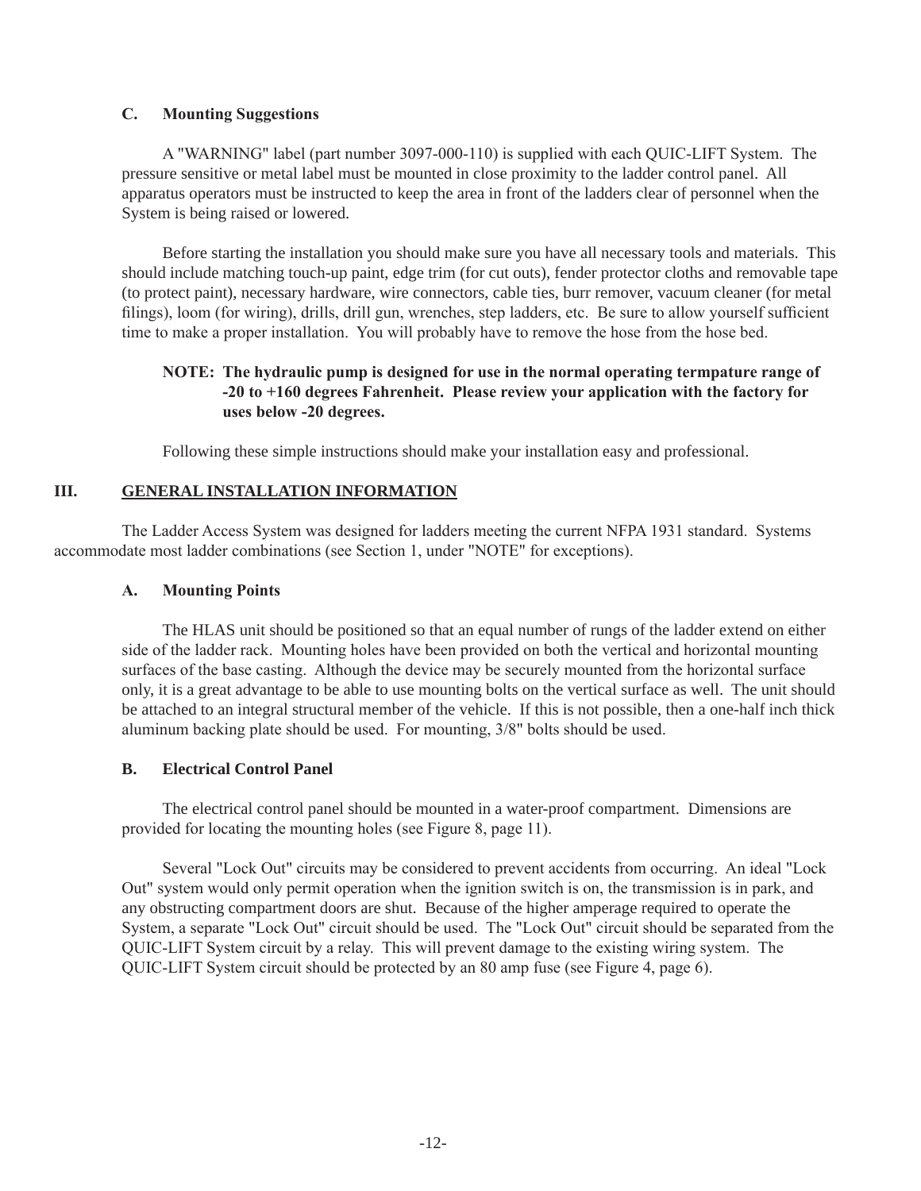### C. Mounting Suggestions

A "WARNING" label (part number 3097-000-110) is supplied with each QUIC-LIFT System. The pressure sensitive or metal label must be mounted in close proximity to the ladder control panel. All apparatus operators must be instructed to keep the area in front of the ladders clear of personnel when the System is being raised or lowered.

Before starting the installation you should make sure you have all necessary tools and materials. This should include matching touch-up paint, edge trim (for cut outs), fender protector cloths and removable tape (to protect paint), necessary hardware, wire connectors, cable ties, burr remover, vacuum cleaner (for metal filings), loom (for wiring), drills, drill gun, wrenches, step ladders, etc. Be sure to allow yourself sufficient time to make a proper installation. You will probably have to remove the hose from the hose bed.

**NOTE: The hydraulic pump is designed for use in the normal operating termpature range of -20 to +160 degrees Fahrenheit. Please review your application with the factory for uses below -20 degrees.**

Following these simple instructions should make your installation easy and professional.

## III. GENERAL INSTALLATION INFORMATION

The Ladder Access System was designed for ladders meeting the current NFPA 1931 standard. Systems accommodate most ladder combinations (see Section 1, under "NOTE" for exceptions).

### A. Mounting Points

The HLAS unit should be positioned so that an equal number of rungs of the ladder extend on either side of the ladder rack. Mounting holes have been provided on both the vertical and horizontal mounting surfaces of the base casting. Although the device may be securely mounted from the horizontal surface only, it is a great advantage to be able to use mounting bolts on the vertical surface as well. The unit should be attached to an integral structural member of the vehicle. If this is not possible, then a one-half inch thick aluminum backing plate should be used. For mounting, 3/8" bolts should be used.

### B. Electrical Control Panel

The electrical control panel should be mounted in a water-proof compartment. Dimensions are provided for locating the mounting holes (see Figure 8, page 11).

Several "Lock Out" circuits may be considered to prevent accidents from occurring. An ideal "Lock Out" system would only permit operation when the ignition switch is on, the transmission is in park, and any obstructing compartment doors are shut. Because of the higher amperage required to operate the System, a separate "Lock Out" circuit should be used. The "Lock Out" circuit should be separated from the QUIC-LIFT System circuit by a relay. This will prevent damage to the existing wiring system. The QUIC-LIFT System circuit should be protected by an 80 amp fuse (see Figure 4, page 6).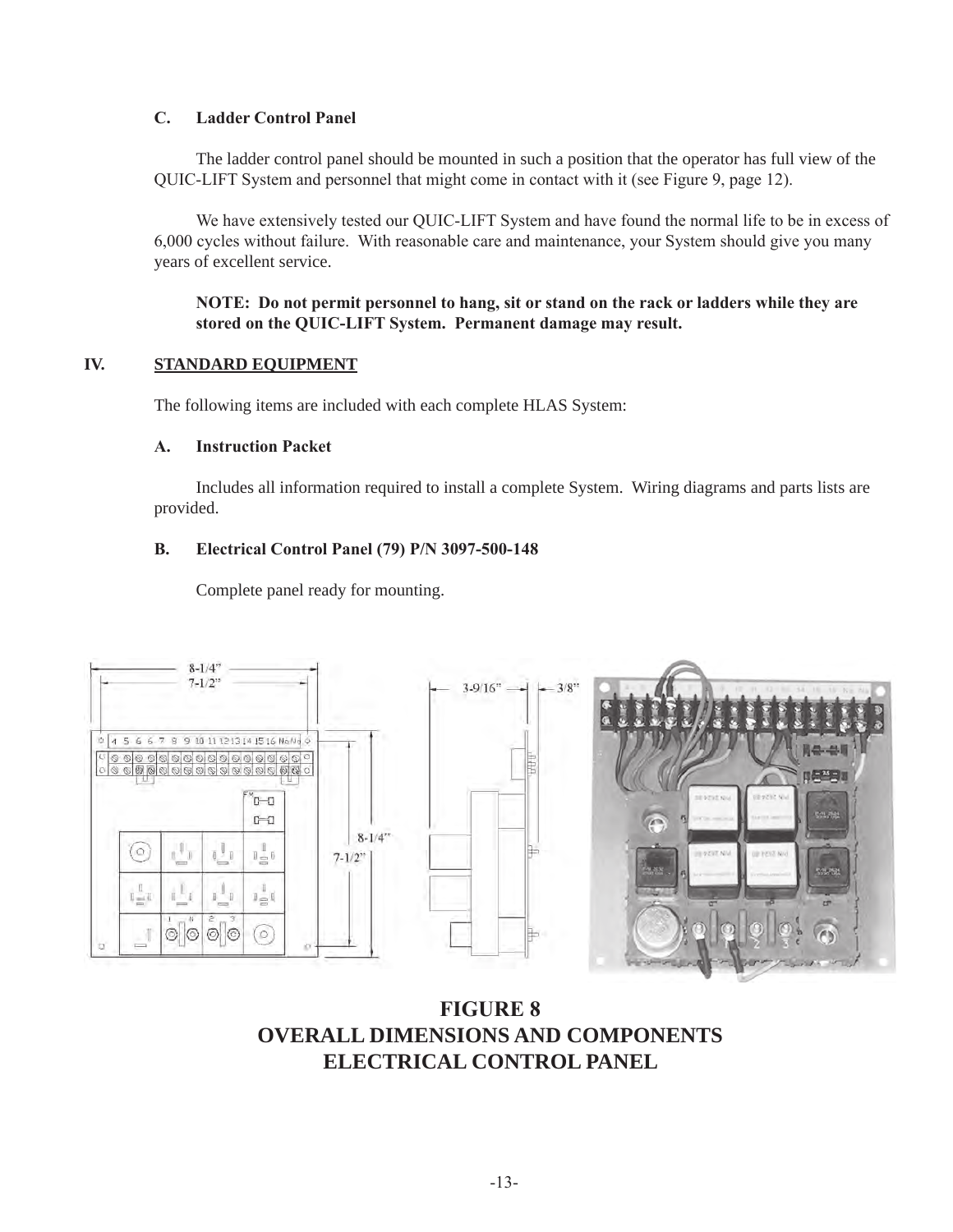### C. Ladder Control Panel

The ladder control panel should be mounted in such a position that the operator has full view of the QUIC-LIFT System and personnel that might come in contact with it (see Figure 9, page 12).

We have extensively tested our QUIC-LIFT System and have found the normal life to be in excess of 6,000 cycles without failure. With reasonable care and maintenance, your System should give you many years of excellent service.

**NOTE: Do not permit personnel to hang, sit or stand on the rack or ladders while they are stored on the QUIC-LIFT System. Permanent damage may result.**

## IV. STANDARD EQUIPMENT

The following items are included with each complete HLAS System:

### A. Instruction Packet

Includes all information required to install a complete System. Wiring diagrams and parts lists are provided.

### B. Electrical Control Panel (79) P/N 3097-500-148

Complete panel ready for mounting.

**FIGURE 8**
**OVERALL DIMENSIONS AND COMPONENTS**
**ELECTRICAL CONTROL PANEL**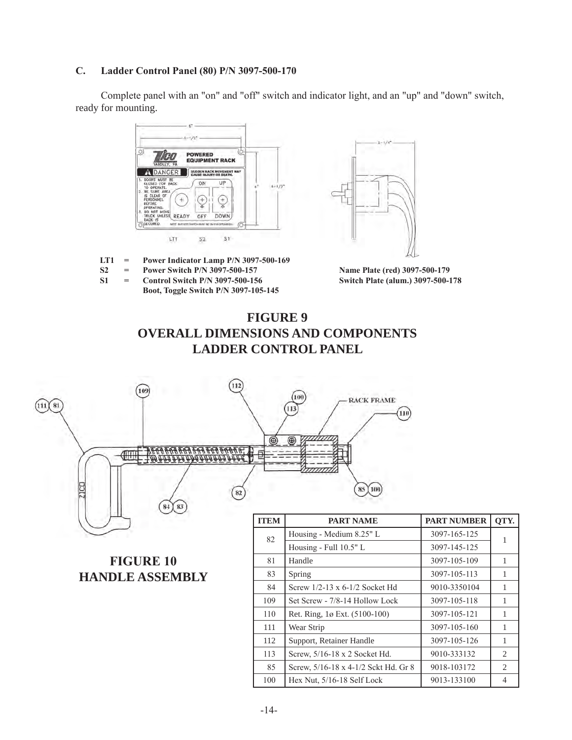### C. Ladder Control Panel (80) P/N 3097-500-170

Complete panel with an "on" and "off" switch and indicator light, and an "up" and "down" switch, ready for mounting.

**LT1 = Power Indicator Lamp P/N 3097-500-169**
**S2 = Power Switch P/N 3097-500-157**
**S1 = Control Switch P/N 3097-500-156**
**Boot, Toggle Switch P/N 3097-105-145**

**Name Plate (red) 3097-500-179**
**Switch Plate (alum.) 3097-500-178**

## FIGURE 9
## OVERALL DIMENSIONS AND COMPONENTS
## LADDER CONTROL PANEL

## FIGURE 10
## HANDLE ASSEMBLY

| ITEM | PART NAME | PART NUMBER | QTY. |
|---|---|---|---|
| 82 | Housing - Medium 8.25" L | 3097-165-125 | 1 |
| | Housing - Full 10.5" L | 3097-145-125 | |
| 81 | Handle | 3097-105-109 | 1 |
| 83 | Spring | 3097-105-113 | 1 |
| 84 | Screw 1/2-13 x 6-1/2 Socket Hd | 9010-3350104 | 1 |
| 109 | Set Screw - 7/8-14 Hollow Lock | 3097-105-118 | 1 |
| 110 | Ret. Ring, 1ø Ext. (5100-100) | 3097-105-121 | 1 |
| 111 | Wear Strip | 3097-105-160 | 1 |
| 112 | Support, Retainer Handle | 3097-105-126 | 1 |
| 113 | Screw, 5/16-18 x 2 Socket Hd. | 9010-333132 | 2 |
| 85 | Screw, 5/16-18 x 4-1/2 Sckt Hd. Gr 8 | 9018-103172 | 2 |
| 100 | Hex Nut, 5/16-18 Self Lock | 9013-133100 | 4 |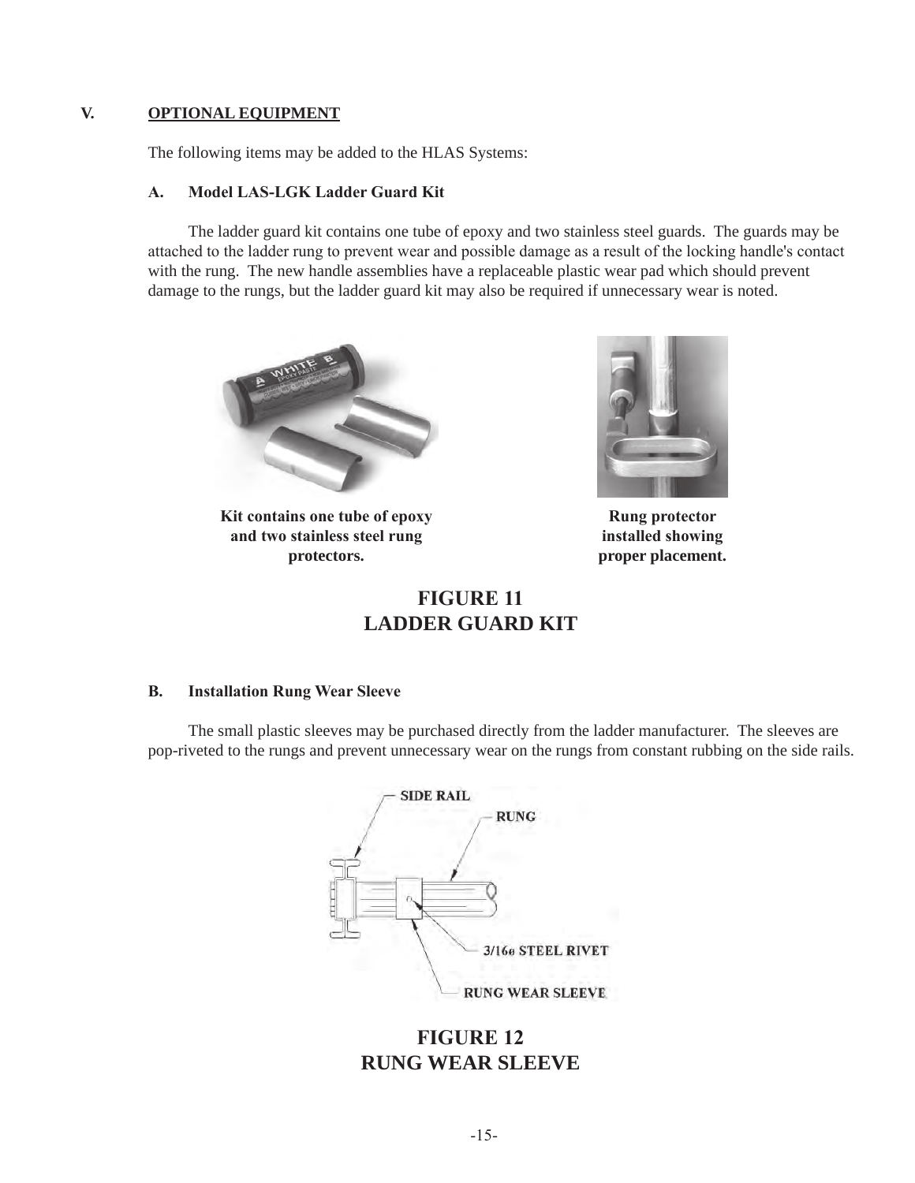## V. OPTIONAL EQUIPMENT

The following items may be added to the HLAS Systems:

### A. Model LAS-LGK Ladder Guard Kit

The ladder guard kit contains one tube of epoxy and two stainless steel guards. The guards may be attached to the ladder rung to prevent wear and possible damage as a result of the locking handle's contact with the rung. The new handle assemblies have a replaceable plastic wear pad which should prevent damage to the rungs, but the ladder guard kit may also be required if unnecessary wear is noted.

**Kit contains one tube of epoxy and two stainless steel rung protectors.**

**Rung protector installed showing proper placement.**

**FIGURE 11**
**LADDER GUARD KIT**

### B. Installation Rung Wear Sleeve

The small plastic sleeves may be purchased directly from the ladder manufacturer. The sleeves are pop-riveted to the rungs and prevent unnecessary wear on the rungs from constant rubbing on the side rails.

SIDE RAIL
RUNG
3/16ø STEEL RIVET
RUNG WEAR SLEEVE

**FIGURE 12**
**RUNG WEAR SLEEVE**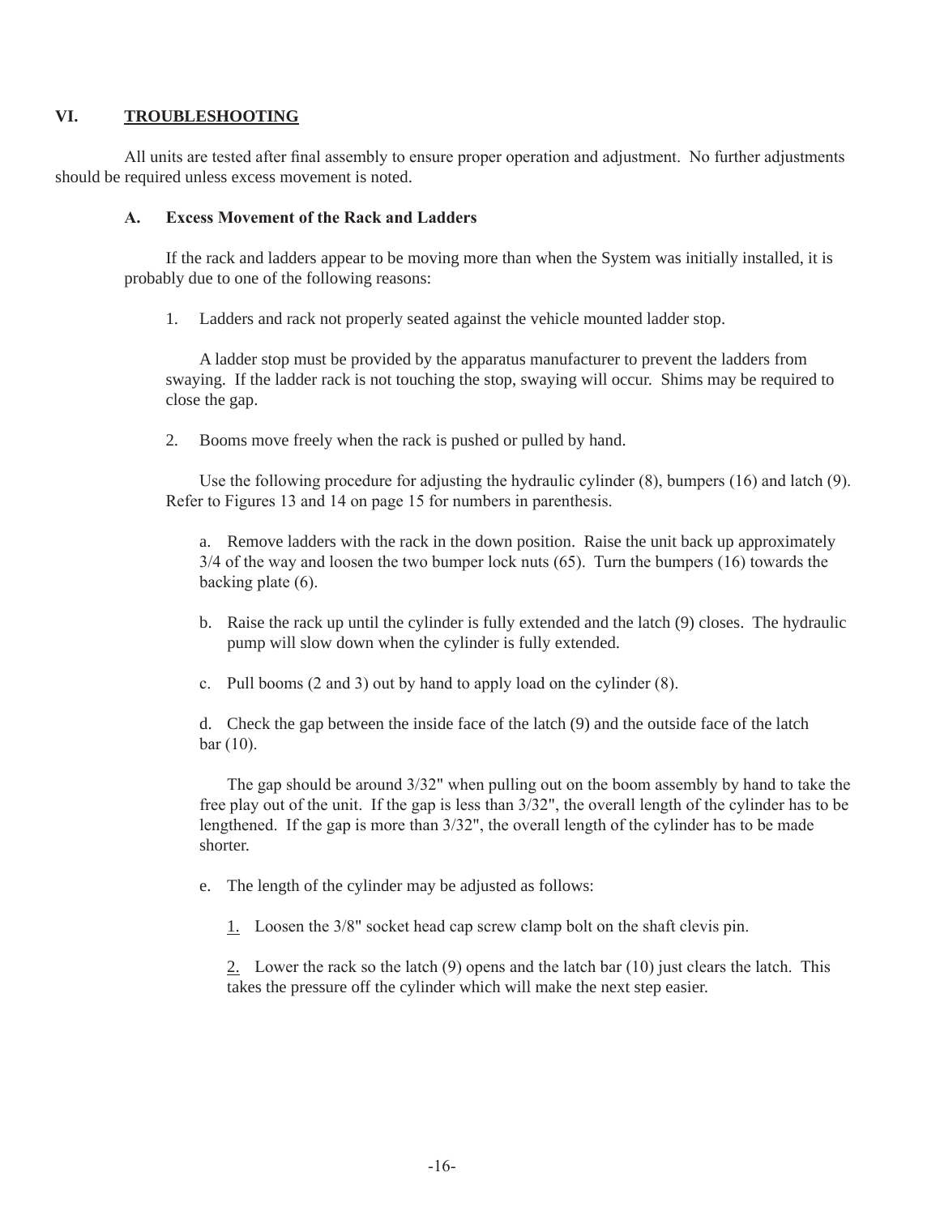## VI. TROUBLESHOOTING

All units are tested after final assembly to ensure proper operation and adjustment. No further adjustments should be required unless excess movement is noted.

### A. Excess Movement of the Rack and Ladders

If the rack and ladders appear to be moving more than when the System was initially installed, it is probably due to one of the following reasons:

1. Ladders and rack not properly seated against the vehicle mounted ladder stop.

   A ladder stop must be provided by the apparatus manufacturer to prevent the ladders from swaying. If the ladder rack is not touching the stop, swaying will occur. Shims may be required to close the gap.

2. Booms move freely when the rack is pushed or pulled by hand.

   Use the following procedure for adjusting the hydraulic cylinder (8), bumpers (16) and latch (9). Refer to Figures 13 and 14 on page 15 for numbers in parenthesis.

   a. Remove ladders with the rack in the down position. Raise the unit back up approximately 3/4 of the way and loosen the two bumper lock nuts (65). Turn the bumpers (16) towards the backing plate (6).

   b. Raise the rack up until the cylinder is fully extended and the latch (9) closes. The hydraulic pump will slow down when the cylinder is fully extended.

   c. Pull booms (2 and 3) out by hand to apply load on the cylinder (8).

   d. Check the gap between the inside face of the latch (9) and the outside face of the latch bar (10).

      The gap should be around 3/32" when pulling out on the boom assembly by hand to take the free play out of the unit. If the gap is less than 3/32", the overall length of the cylinder has to be lengthened. If the gap is more than 3/32", the overall length of the cylinder has to be made shorter.

   e. The length of the cylinder may be adjusted as follows:

      1. Loosen the 3/8" socket head cap screw clamp bolt on the shaft clevis pin.

      2. Lower the rack so the latch (9) opens and the latch bar (10) just clears the latch. This takes the pressure off the cylinder which will make the next step easier.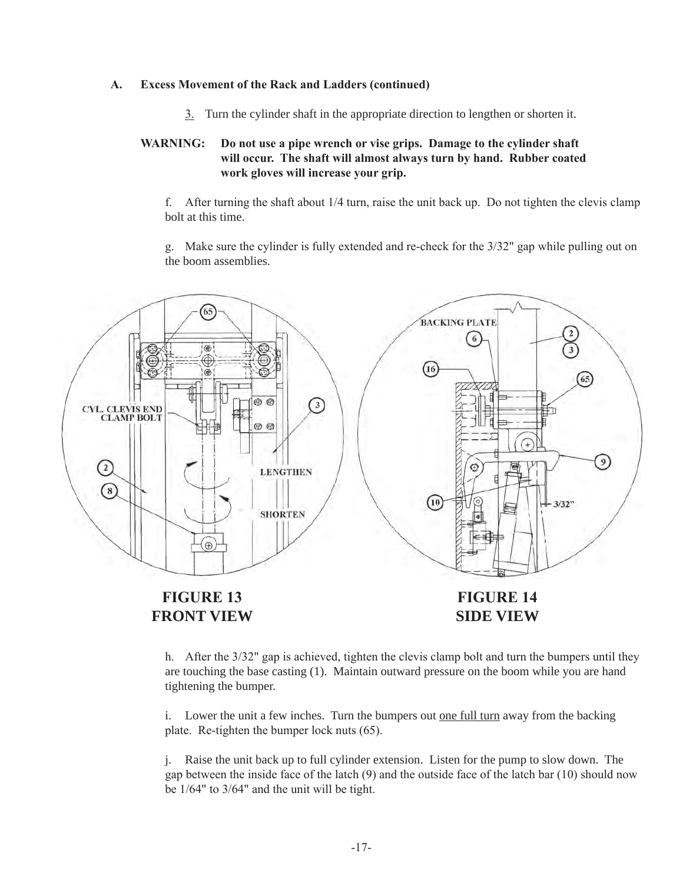**A. Excess Movement of the Rack and Ladders (continued)**

3. Turn the cylinder shaft in the appropriate direction to lengthen or shorten it.

**WARNING: Do not use a pipe wrench or vise grips. Damage to the cylinder shaft will occur. The shaft will almost always turn by hand. Rubber coated work gloves will increase your grip.**

f. After turning the shaft about 1/4 turn, raise the unit back up. Do not tighten the clevis clamp bolt at this time.

g. Make sure the cylinder is fully extended and re-check for the 3/32" gap while pulling out on the boom assemblies.

**FIGURE 13**
**FRONT VIEW**

**FIGURE 14**
**SIDE VIEW**

h. After the 3/32" gap is achieved, tighten the clevis clamp bolt and turn the bumpers until they are touching the base casting (1). Maintain outward pressure on the boom while you are hand tightening the bumper.

i. Lower the unit a few inches. Turn the bumpers out <u>one full turn</u> away from the backing plate. Re-tighten the bumper lock nuts (65).

j. Raise the unit back up to full cylinder extension. Listen for the pump to slow down. The gap between the inside face of the latch (9) and the outside face of the latch bar (10) should now be 1/64" to 3/64" and the unit will be tight.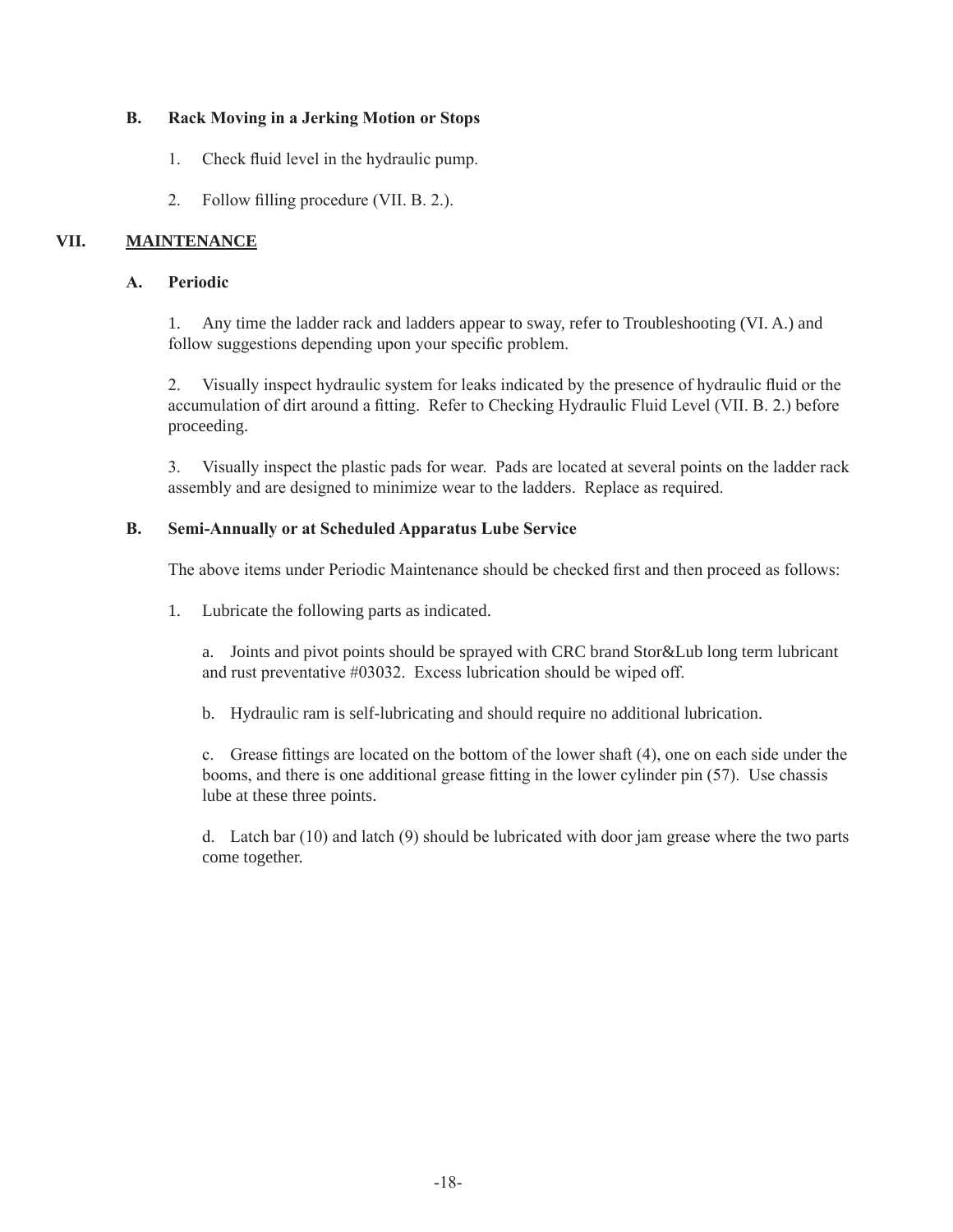### B. Rack Moving in a Jerking Motion or Stops

1. Check fluid level in the hydraulic pump.

2. Follow filling procedure (VII. B. 2.).

## VII. MAINTENANCE

### A. Periodic

1. Any time the ladder rack and ladders appear to sway, refer to Troubleshooting (VI. A.) and follow suggestions depending upon your specific problem.

2. Visually inspect hydraulic system for leaks indicated by the presence of hydraulic fluid or the accumulation of dirt around a fitting. Refer to Checking Hydraulic Fluid Level (VII. B. 2.) before proceeding.

3. Visually inspect the plastic pads for wear. Pads are located at several points on the ladder rack assembly and are designed to minimize wear to the ladders. Replace as required.

### B. Semi-Annually or at Scheduled Apparatus Lube Service

The above items under Periodic Maintenance should be checked first and then proceed as follows:

1. Lubricate the following parts as indicated.

   a. Joints and pivot points should be sprayed with CRC brand Stor&Lub long term lubricant and rust preventative #03032. Excess lubrication should be wiped off.

   b. Hydraulic ram is self-lubricating and should require no additional lubrication.

   c. Grease fittings are located on the bottom of the lower shaft (4), one on each side under the booms, and there is one additional grease fitting in the lower cylinder pin (57). Use chassis lube at these three points.

   d. Latch bar (10) and latch (9) should be lubricated with door jam grease where the two parts come together.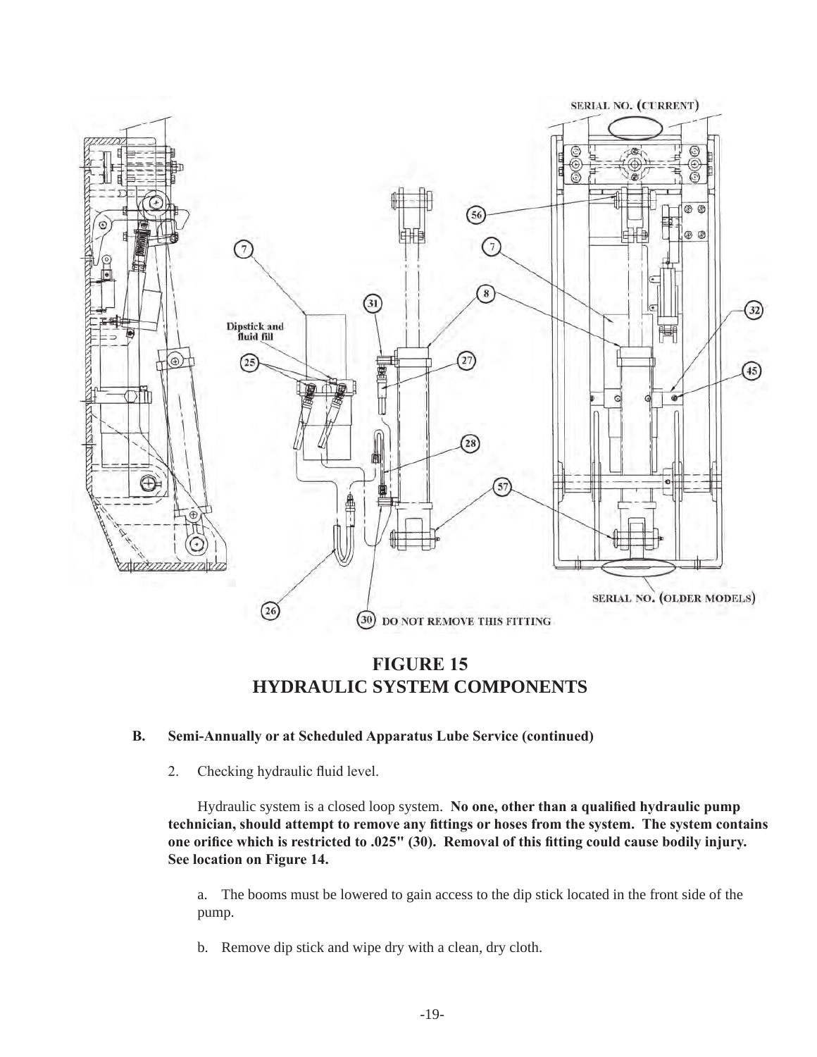# FIGURE 15
# HYDRAULIC SYSTEM COMPONENTS

**B. Semi-Annually or at Scheduled Apparatus Lube Service (continued)**

2. Checking hydraulic fluid level.

Hydraulic system is a closed loop system. **No one, other than a qualified hydraulic pump technician, should attempt to remove any fittings or hoses from the system. The system contains one orifice which is restricted to .025" (30). Removal of this fitting could cause bodily injury. See location on Figure 14.**

a. The booms must be lowered to gain access to the dip stick located in the front side of the pump.

b. Remove dip stick and wipe dry with a clean, dry cloth.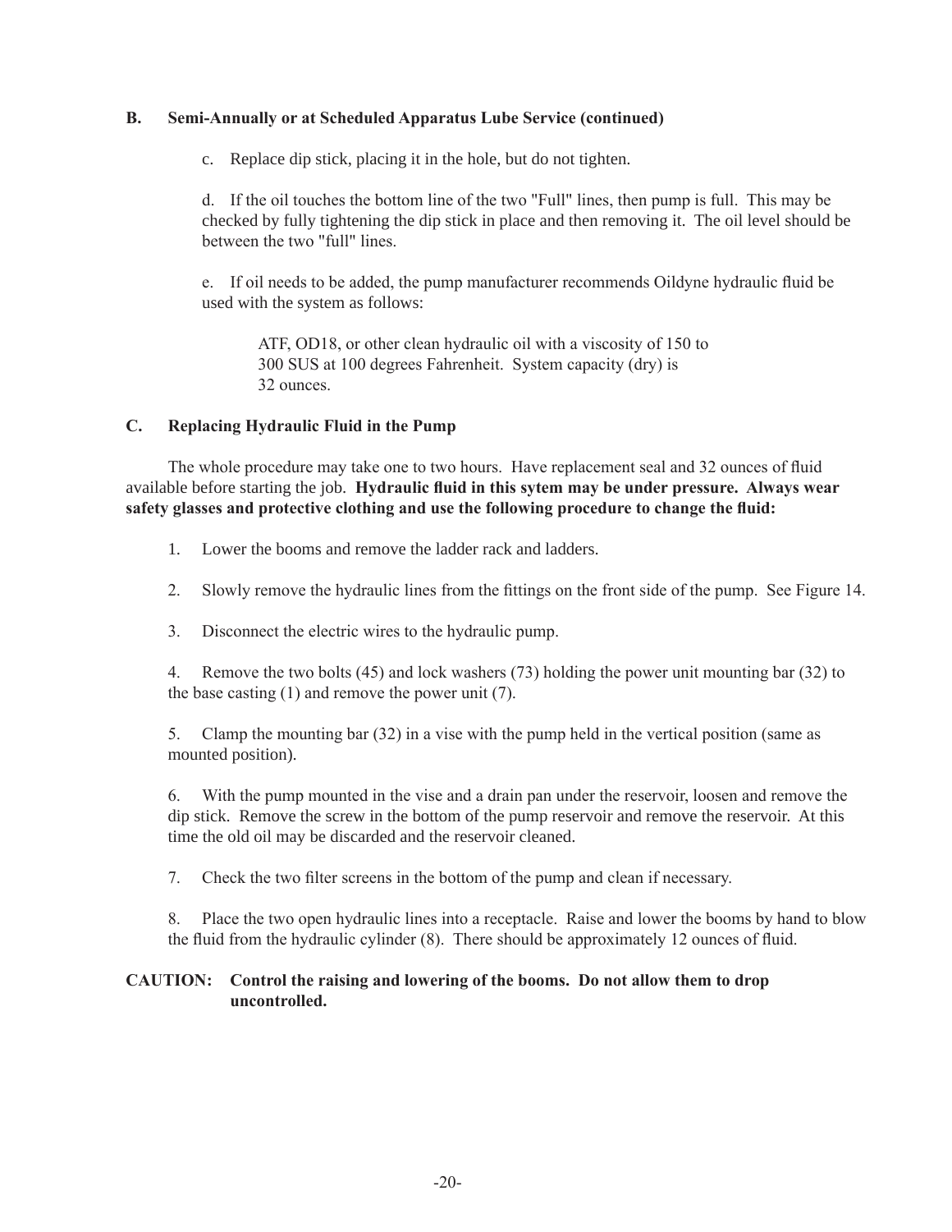## B. Semi-Annually or at Scheduled Apparatus Lube Service (continued)

c. Replace dip stick, placing it in the hole, but do not tighten.

d. If the oil touches the bottom line of the two "Full" lines, then pump is full. This may be checked by fully tightening the dip stick in place and then removing it. The oil level should be between the two "full" lines.

e. If oil needs to be added, the pump manufacturer recommends Oildyne hydraulic fluid be used with the system as follows:

> ATF, OD18, or other clean hydraulic oil with a viscosity of 150 to 300 SUS at 100 degrees Fahrenheit. System capacity (dry) is 32 ounces.

## C. Replacing Hydraulic Fluid in the Pump

The whole procedure may take one to two hours. Have replacement seal and 32 ounces of fluid available before starting the job. **Hydraulic fluid in this sytem may be under pressure. Always wear safety glasses and protective clothing and use the following procedure to change the fluid:**

1. Lower the booms and remove the ladder rack and ladders.

2. Slowly remove the hydraulic lines from the fittings on the front side of the pump. See Figure 14.

3. Disconnect the electric wires to the hydraulic pump.

4. Remove the two bolts (45) and lock washers (73) holding the power unit mounting bar (32) to the base casting (1) and remove the power unit (7).

5. Clamp the mounting bar (32) in a vise with the pump held in the vertical position (same as mounted position).

6. With the pump mounted in the vise and a drain pan under the reservoir, loosen and remove the dip stick. Remove the screw in the bottom of the pump reservoir and remove the reservoir. At this time the old oil may be discarded and the reservoir cleaned.

7. Check the two filter screens in the bottom of the pump and clean if necessary.

8. Place the two open hydraulic lines into a receptacle. Raise and lower the booms by hand to blow the fluid from the hydraulic cylinder (8). There should be approximately 12 ounces of fluid.

**CAUTION: Control the raising and lowering of the booms. Do not allow them to drop uncontrolled.**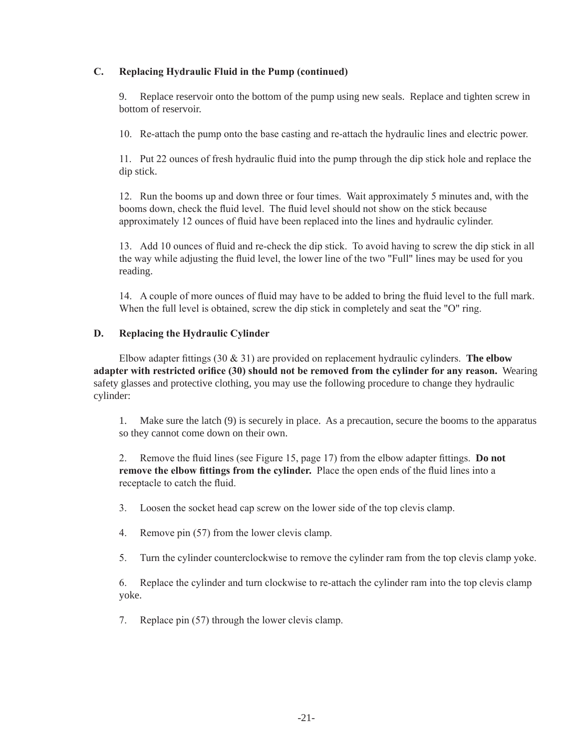**C. Replacing Hydraulic Fluid in the Pump (continued)**

9. Replace reservoir onto the bottom of the pump using new seals. Replace and tighten screw in bottom of reservoir.

10. Re-attach the pump onto the base casting and re-attach the hydraulic lines and electric power.

11. Put 22 ounces of fresh hydraulic fluid into the pump through the dip stick hole and replace the dip stick.

12. Run the booms up and down three or four times. Wait approximately 5 minutes and, with the booms down, check the fluid level. The fluid level should not show on the stick because approximately 12 ounces of fluid have been replaced into the lines and hydraulic cylinder.

13. Add 10 ounces of fluid and re-check the dip stick. To avoid having to screw the dip stick in all the way while adjusting the fluid level, the lower line of the two "Full" lines may be used for you reading.

14. A couple of more ounces of fluid may have to be added to bring the fluid level to the full mark. When the full level is obtained, screw the dip stick in completely and seat the "O" ring.

**D. Replacing the Hydraulic Cylinder**

Elbow adapter fittings (30 & 31) are provided on replacement hydraulic cylinders. **The elbow adapter with restricted orifice (30) should not be removed from the cylinder for any reason.** Wearing safety glasses and protective clothing, you may use the following procedure to change they hydraulic cylinder:

1. Make sure the latch (9) is securely in place. As a precaution, secure the booms to the apparatus so they cannot come down on their own.

2. Remove the fluid lines (see Figure 15, page 17) from the elbow adapter fittings. **Do not remove the elbow fittings from the cylinder.** Place the open ends of the fluid lines into a receptacle to catch the fluid.

3. Loosen the socket head cap screw on the lower side of the top clevis clamp.

4. Remove pin (57) from the lower clevis clamp.

5. Turn the cylinder counterclockwise to remove the cylinder ram from the top clevis clamp yoke.

6. Replace the cylinder and turn clockwise to re-attach the cylinder ram into the top clevis clamp yoke.

7. Replace pin (57) through the lower clevis clamp.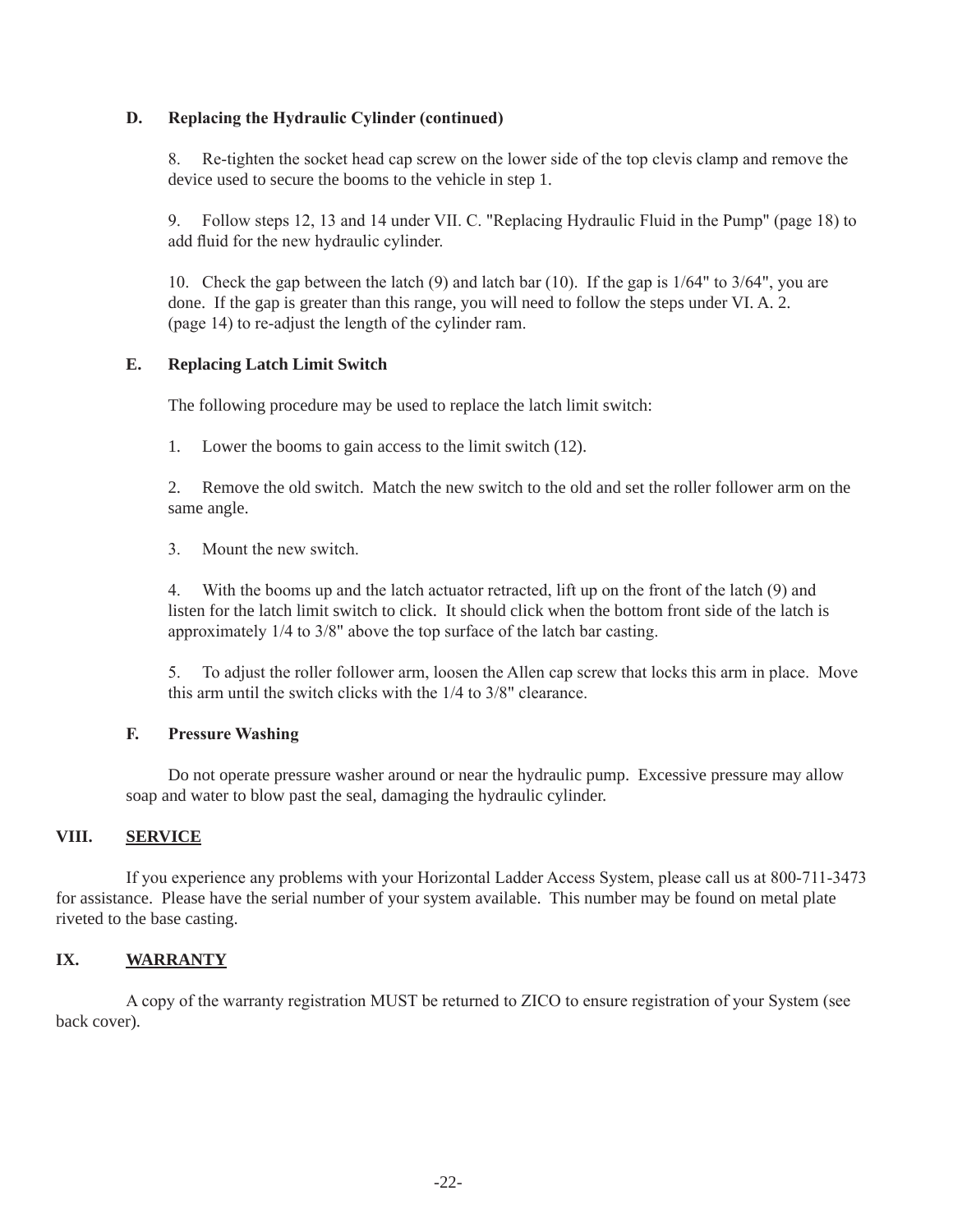### D. Replacing the Hydraulic Cylinder (continued)

8. Re-tighten the socket head cap screw on the lower side of the top clevis clamp and remove the device used to secure the booms to the vehicle in step 1.

9. Follow steps 12, 13 and 14 under VII. C. "Replacing Hydraulic Fluid in the Pump" (page 18) to add fluid for the new hydraulic cylinder.

10. Check the gap between the latch (9) and latch bar (10). If the gap is 1/64" to 3/64", you are done. If the gap is greater than this range, you will need to follow the steps under VI. A. 2. (page 14) to re-adjust the length of the cylinder ram.

### E. Replacing Latch Limit Switch

The following procedure may be used to replace the latch limit switch:

1. Lower the booms to gain access to the limit switch (12).

2. Remove the old switch. Match the new switch to the old and set the roller follower arm on the same angle.

3. Mount the new switch.

4. With the booms up and the latch actuator retracted, lift up on the front of the latch (9) and listen for the latch limit switch to click. It should click when the bottom front side of the latch is approximately 1/4 to 3/8" above the top surface of the latch bar casting.

5. To adjust the roller follower arm, loosen the Allen cap screw that locks this arm in place. Move this arm until the switch clicks with the 1/4 to 3/8" clearance.

### F. Pressure Washing

Do not operate pressure washer around or near the hydraulic pump. Excessive pressure may allow soap and water to blow past the seal, damaging the hydraulic cylinder.

## VIII. SERVICE

If you experience any problems with your Horizontal Ladder Access System, please call us at 800-711-3473 for assistance. Please have the serial number of your system available. This number may be found on metal plate riveted to the base casting.

## IX. WARRANTY

A copy of the warranty registration MUST be returned to ZICO to ensure registration of your System (see back cover).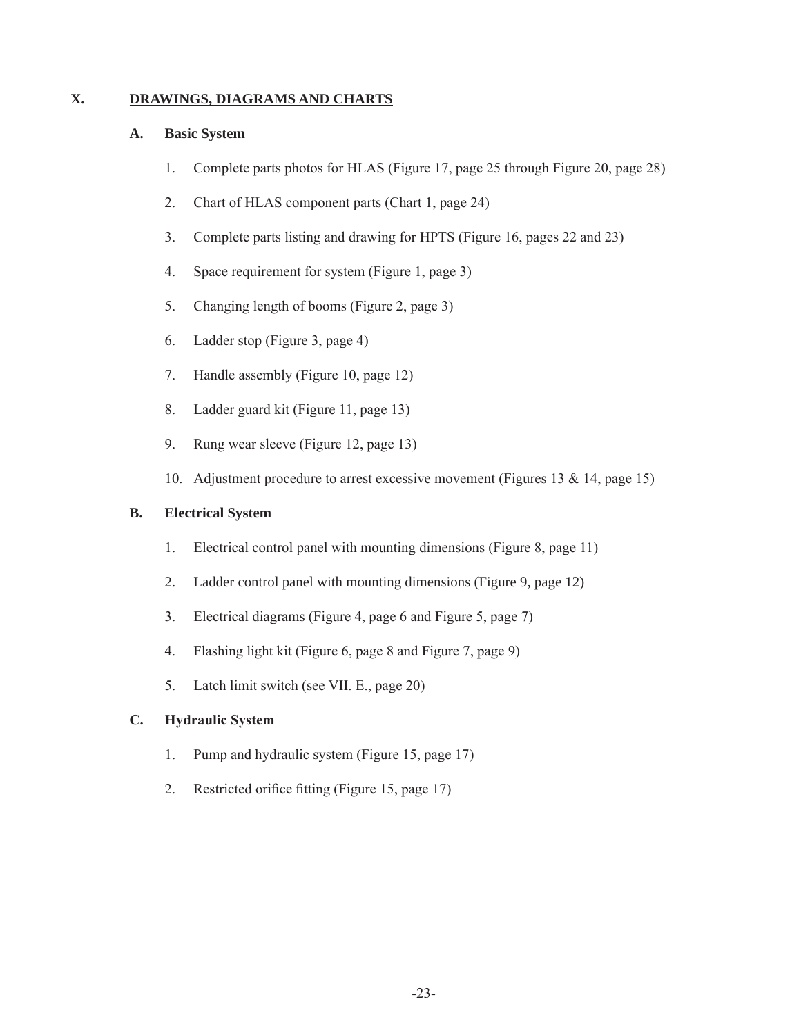## X. DRAWINGS, DIAGRAMS AND CHARTS

### A. Basic System

1. Complete parts photos for HLAS (Figure 17, page 25 through Figure 20, page 28)
2. Chart of HLAS component parts (Chart 1, page 24)
3. Complete parts listing and drawing for HPTS (Figure 16, pages 22 and 23)
4. Space requirement for system (Figure 1, page 3)
5. Changing length of booms (Figure 2, page 3)
6. Ladder stop (Figure 3, page 4)
7. Handle assembly (Figure 10, page 12)
8. Ladder guard kit (Figure 11, page 13)
9. Rung wear sleeve (Figure 12, page 13)
10. Adjustment procedure to arrest excessive movement (Figures 13 & 14, page 15)

### B. Electrical System

1. Electrical control panel with mounting dimensions (Figure 8, page 11)
2. Ladder control panel with mounting dimensions (Figure 9, page 12)
3. Electrical diagrams (Figure 4, page 6 and Figure 5, page 7)
4. Flashing light kit (Figure 6, page 8 and Figure 7, page 9)
5. Latch limit switch (see VII. E., page 20)

### C. Hydraulic System

1. Pump and hydraulic system (Figure 15, page 17)
2. Restricted orifice fitting (Figure 15, page 17)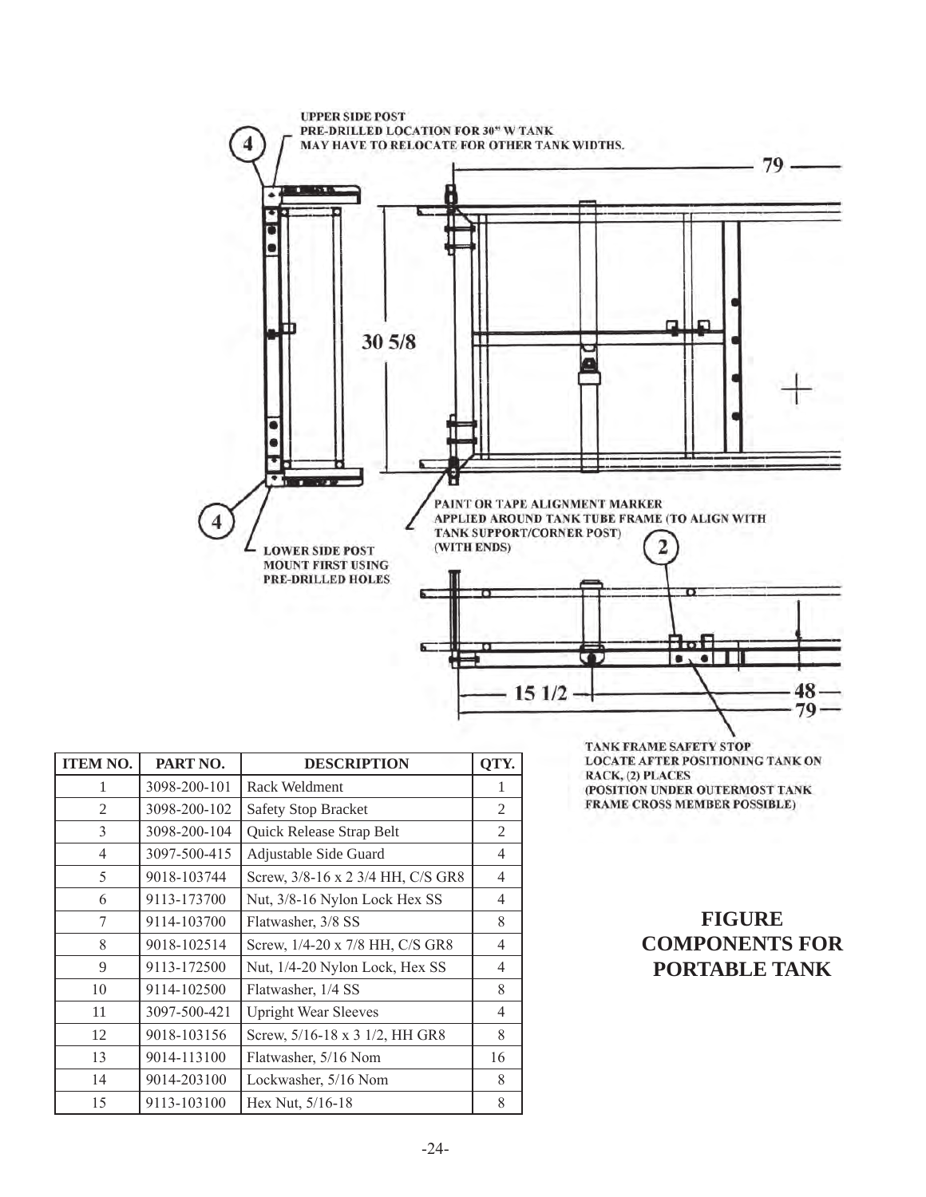UPPER SIDE POST
PRE-DRILLED LOCATION FOR 30" W TANK
MAY HAVE TO RELOCATE FOR OTHER TANK WIDTHS.

79

30 5/8

PAINT OR TAPE ALIGNMENT MARKER
APPLIED AROUND TANK TUBE FRAME (TO ALIGN WITH TANK SUPPORT/CORNER POST)
(WITH ENDS)

LOWER SIDE POST
MOUNT FIRST USING
PRE-DRILLED HOLES

15 1/2

48

79

TANK FRAME SAFETY STOP
LOCATE AFTER POSITIONING TANK ON RACK, (2) PLACES
(POSITION UNDER OUTERMOST TANK FRAME CROSS MEMBER POSSIBLE)

| ITEM NO. | PART NO. | DESCRIPTION | QTY. |
|---|---|---|---|
| 1 | 3098-200-101 | Rack Weldment | 1 |
| 2 | 3098-200-102 | Safety Stop Bracket | 2 |
| 3 | 3098-200-104 | Quick Release Strap Belt | 2 |
| 4 | 3097-500-415 | Adjustable Side Guard | 4 |
| 5 | 9018-103744 | Screw, 3/8-16 x 2 3/4 HH, C/S GR8 | 4 |
| 6 | 9113-173700 | Nut, 3/8-16 Nylon Lock Hex SS | 4 |
| 7 | 9114-103700 | Flatwasher, 3/8 SS | 8 |
| 8 | 9018-102514 | Screw, 1/4-20 x 7/8 HH, C/S GR8 | 4 |
| 9 | 9113-172500 | Nut, 1/4-20 Nylon Lock, Hex SS | 4 |
| 10 | 9114-102500 | Flatwasher, 1/4 SS | 8 |
| 11 | 3097-500-421 | Upright Wear Sleeves | 4 |
| 12 | 9018-103156 | Screw, 5/16-18 x 3 1/2, HH GR8 | 8 |
| 13 | 9014-113100 | Flatwasher, 5/16 Nom | 16 |
| 14 | 9014-203100 | Lockwasher, 5/16 Nom | 8 |
| 15 | 9113-103100 | Hex Nut, 5/16-18 | 8 |

**FIGURE
COMPONENTS FOR
PORTABLE TANK**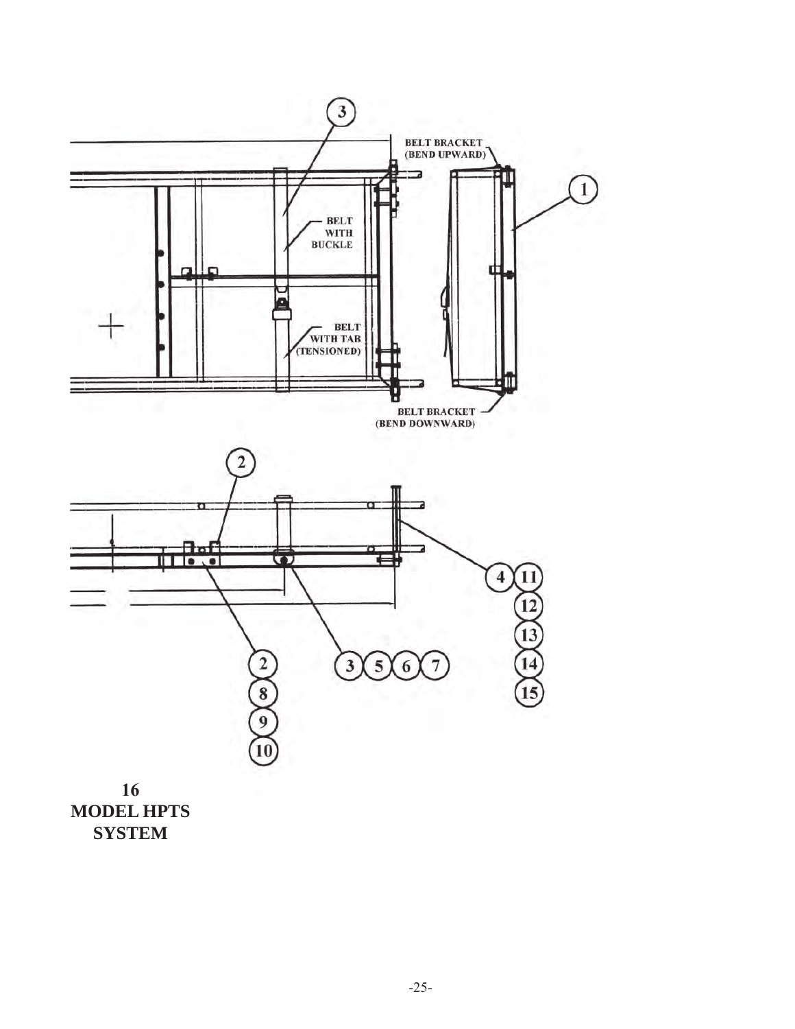BELT BRACKET (BEND UPWARD)

BELT WITH BUCKLE

BELT WITH TAB (TENSIONED)

BELT BRACKET (BEND DOWNWARD)

**16**
**MODEL HPTS SYSTEM**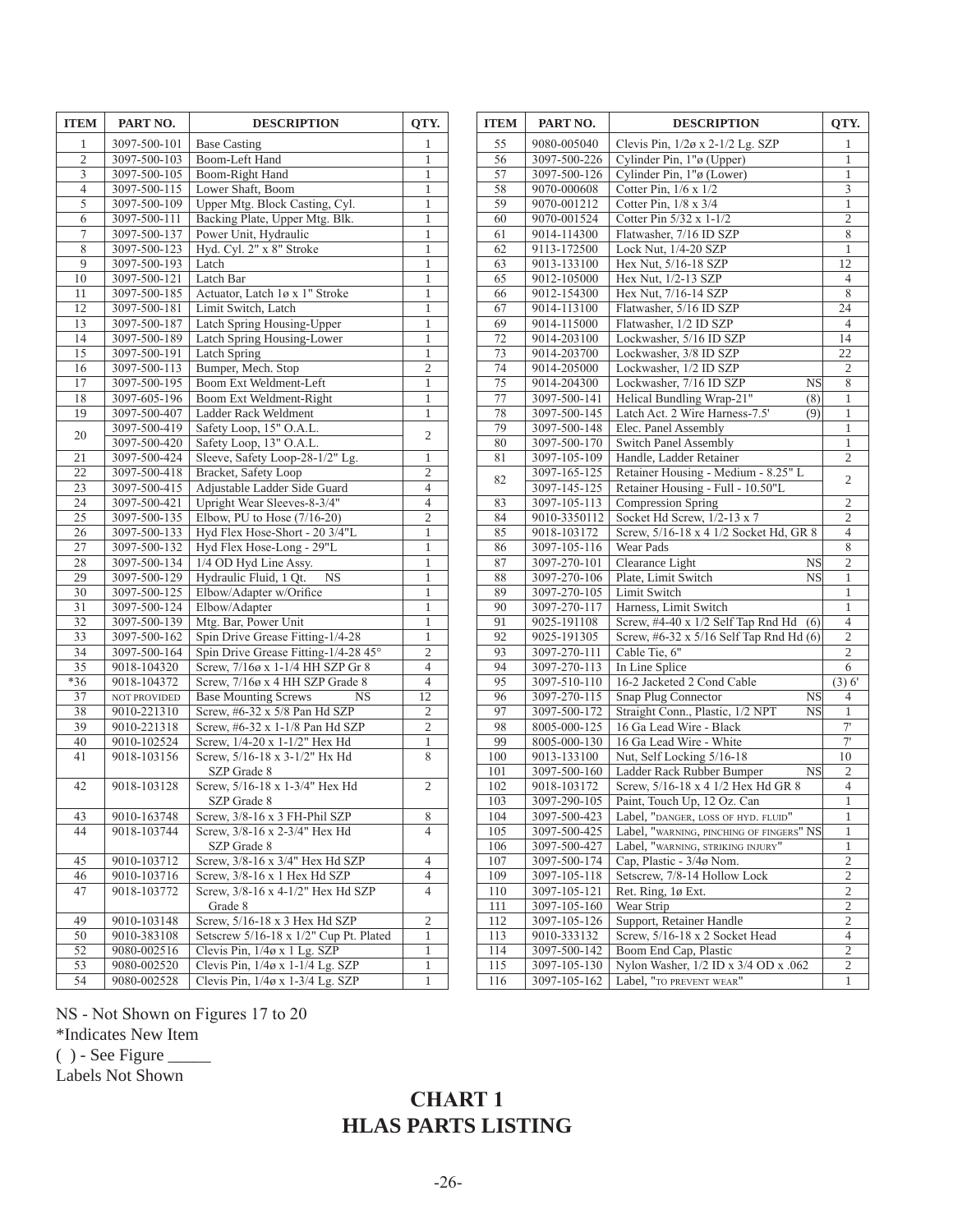| ITEM | PART NO. | DESCRIPTION | QTY. |
|---|---|---|---|
| 1 | 3097-500-101 | Base Casting | 1 |
| 2 | 3097-500-103 | Boom-Left Hand | 1 |
| 3 | 3097-500-105 | Boom-Right Hand | 1 |
| 4 | 3097-500-115 | Lower Shaft, Boom | 1 |
| 5 | 3097-500-109 | Upper Mtg. Block Casting, Cyl. | 1 |
| 6 | 3097-500-111 | Backing Plate, Upper Mtg. Blk. | 1 |
| 7 | 3097-500-137 | Power Unit, Hydraulic | 1 |
| 8 | 3097-500-123 | Hyd. Cyl. 2" x 8" Stroke | 1 |
| 9 | 3097-500-193 | Latch | 1 |
| 10 | 3097-500-121 | Latch Bar | 1 |
| 11 | 3097-500-185 | Actuator, Latch 1ø x 1" Stroke | 1 |
| 12 | 3097-500-181 | Limit Switch, Latch | 1 |
| 13 | 3097-500-187 | Latch Spring Housing-Upper | 1 |
| 14 | 3097-500-189 | Latch Spring Housing-Lower | 1 |
| 15 | 3097-500-191 | Latch Spring | 1 |
| 16 | 3097-500-113 | Bumper, Mech. Stop | 2 |
| 17 | 3097-500-195 | Boom Ext Weldment-Left | 1 |
| 18 | 3097-605-196 | Boom Ext Weldment-Right | 1 |
| 19 | 3097-500-407 | Ladder Rack Weldment | 1 |
| 20 | 3097-500-419<br>3097-500-420 | Safety Loop, 15" O.A.L.<br>Safety Loop, 13" O.A.L. | 2 |
| 21 | 3097-500-424 | Sleeve, Safety Loop-28-1/2" Lg. | 1 |
| 22 | 3097-500-418 | Bracket, Safety Loop | 2 |
| 23 | 3097-500-415 | Adjustable Ladder Side Guard | 4 |
| 24 | 3097-500-421 | Upright Wear Sleeves-8-3/4" | 4 |
| 25 | 3097-500-135 | Elbow, PU to Hose (7/16-20) | 2 |
| 26 | 3097-500-133 | Hyd Flex Hose-Short - 20 3/4"L | 1 |
| 27 | 3097-500-132 | Hyd Flex Hose-Long - 29"L | 1 |
| 28 | 3097-500-134 | 1/4 OD Hyd Line Assy. | 1 |
| 29 | 3097-500-129 | Hydraulic Fluid, 1 Qt. NS | 1 |
| 30 | 3097-500-125 | Elbow/Adapter w/Orifice | 1 |
| 31 | 3097-500-124 | Elbow/Adapter | 1 |
| 32 | 3097-500-139 | Mtg. Bar, Power Unit | 1 |
| 33 | 3097-500-162 | Spin Drive Grease Fitting-1/4-28 | 1 |
| 34 | 3097-500-164 | Spin Drive Grease Fitting-1/4-28 45° | 2 |
| 35 | 9018-104320 | Screw, 7/16ø x 1-1/4 HH SZP Gr 8 | 4 |
| *36 | 9018-104372 | Screw, 7/16ø x 4 HH SZP Grade 8 | 4 |
| 37 | NOT PROVIDED | Base Mounting Screws NS | 12 |
| 38 | 9010-221310 | Screw, #6-32 x 5/8 Pan Hd SZP | 2 |
| 39 | 9010-221318 | Screw, #6-32 x 1-1/8 Pan Hd SZP | 2 |
| 40 | 9010-102524 | Screw, 1/4-20 x 1-1/2" Hex Hd | 1 |
| 41 | 9018-103156 | Screw, 5/16-18 x 3-1/2" Hx Hd SZP Grade 8 | 8 |
| 42 | 9018-103128 | Screw, 5/16-18 x 1-3/4" Hex Hd SZP Grade 8 | 2 |
| 43 | 9010-163748 | Screw, 3/8-16 x 3 FH-Phil SZP | 8 |
| 44 | 9018-103744 | Screw, 3/8-16 x 2-3/4" Hex Hd SZP Grade 8 | 4 |
| 45 | 9010-103712 | Screw, 3/8-16 x 3/4" Hex Hd SZP | 4 |
| 46 | 9010-103716 | Screw, 3/8-16 x 1 Hex Hd SZP | 4 |
| 47 | 9018-103772 | Screw, 3/8-16 x 4-1/2" Hex Hd SZP Grade 8 | 4 |
| 49 | 9010-103148 | Screw, 5/16-18 x 3 Hex Hd SZP | 2 |
| 50 | 9010-383108 | Setscrew 5/16-18 x 1/2" Cup Pt. Plated | 1 |
| 52 | 9080-002516 | Clevis Pin, 1/4ø x 1 Lg. SZP | 1 |
| 53 | 9080-002520 | Clevis Pin, 1/4ø x 1-1/4 Lg. SZP | 1 |
| 54 | 9080-002528 | Clevis Pin, 1/4ø x 1-3/4 Lg. SZP | 1 |
| 55 | 9080-005040 | Clevis Pin, 1/2ø x 2-1/2 Lg. SZP | 1 |
| 56 | 3097-500-226 | Cylinder Pin, 1"ø (Upper) | 1 |
| 57 | 3097-500-126 | Cylinder Pin, 1"ø (Lower) | 1 |
| 58 | 9070-000608 | Cotter Pin, 1/6 x 1/2 | 3 |
| 59 | 9070-001212 | Cotter Pin, 1/8 x 3/4 | 1 |
| 60 | 9070-001524 | Cotter Pin 5/32 x 1-1/2 | 2 |
| 61 | 9014-114300 | Flatwasher, 7/16 ID SZP | 8 |
| 62 | 9113-172500 | Lock Nut, 1/4-20 SZP | 1 |
| 63 | 9013-133100 | Hex Nut, 5/16-18 SZP | 12 |
| 65 | 9012-105000 | Hex Nut, 1/2-13 SZP | 4 |
| 66 | 9012-154300 | Hex Nut, 7/16-14 SZP | 8 |
| 67 | 9014-113100 | Flatwasher, 5/16 ID SZP | 24 |
| 69 | 9014-115000 | Flatwasher, 1/2 ID SZP | 4 |
| 72 | 9014-203100 | Lockwasher, 5/16 ID SZP | 14 |
| 73 | 9014-203700 | Lockwasher, 3/8 ID SZP | 22 |
| 74 | 9014-205000 | Lockwasher, 1/2 ID SZP | 2 |
| 75 | 9014-204300 | Lockwasher, 7/16 ID SZP NS | 8 |
| 77 | 3097-500-141 | Helical Bundling Wrap-21" (8) | 1 |
| 78 | 3097-500-145 | Latch Act. 2 Wire Harness-7.5' (9) | 1 |
| 79 | 3097-500-148 | Elec. Panel Assembly | 1 |
| 80 | 3097-500-170 | Switch Panel Assembly | 1 |
| 81 | 3097-105-109 | Handle, Ladder Retainer | 2 |
| 82 | 3097-165-125<br>3097-145-125 | Retainer Housing - Medium - 8.25" L<br>Retainer Housing - Full - 10.50"L | 2 |
| 83 | 3097-105-113 | Compression Spring | 2 |
| 84 | 9010-3350112 | Socket Hd Screw, 1/2-13 x 7 | 2 |
| 85 | 9018-103172 | Screw, 5/16-18 x 4 1/2 Socket Hd, GR 8 | 4 |
| 86 | 3097-105-116 | Wear Pads | 8 |
| 87 | 3097-270-101 | Clearance Light NS | 2 |
| 88 | 3097-270-106 | Plate, Limit Switch NS | 1 |
| 89 | 3097-270-105 | Limit Switch | 1 |
| 90 | 3097-270-117 | Harness, Limit Switch | 1 |
| 91 | 9025-191108 | Screw, #4-40 x 1/2 Self Tap Rnd Hd (6) | 4 |
| 92 | 9025-191305 | Screw, #6-32 x 5/16 Self Tap Rnd Hd (6) | 2 |
| 93 | 3097-270-111 | Cable Tie, 6" | 2 |
| 94 | 3097-270-113 | In Line Splice | 6 |
| 95 | 3097-510-110 | 16-2 Jacketed 2 Cond Cable | (3) 6' |
| 96 | 3097-270-115 | Snap Plug Connector NS | 4 |
| 97 | 3097-500-172 | Straight Conn., Plastic, 1/2 NPT NS | 1 |
| 98 | 8005-000-125 | 16 Ga Lead Wire - Black | 7' |
| 99 | 8005-000-130 | 16 Ga Lead Wire - White | 7' |
| 100 | 9013-133100 | Nut, Self Locking 5/16-18 | 10 |
| 101 | 3097-500-160 | Ladder Rack Rubber Bumper NS | 2 |
| 102 | 9018-103172 | Screw, 5/16-18 x 4 1/2 Hex Hd GR 8 | 4 |
| 103 | 3097-290-105 | Paint, Touch Up, 12 Oz. Can | 1 |
| 104 | 3097-500-423 | Label, "DANGER, LOSS OF HYD. FLUID" | 1 |
| 105 | 3097-500-425 | Label, "WARNING, PINCHING OF FINGERS" NS | 1 |
| 106 | 3097-500-427 | Label, "WARNING, STRIKING INJURY" | 1 |
| 107 | 3097-500-174 | Cap, Plastic - 3/4ø Nom. | 2 |
| 109 | 3097-105-118 | Setscrew, 7/8-14 Hollow Lock | 2 |
| 110 | 3097-105-121 | Ret. Ring, 1ø Ext. | 2 |
| 111 | 3097-105-160 | Wear Strip | 2 |
| 112 | 3097-105-126 | Support, Retainer Handle | 2 |
| 113 | 9010-333132 | Screw, 5/16-18 x 2 Socket Head | 4 |
| 114 | 3097-500-142 | Boom End Cap, Plastic | 2 |
| 115 | 3097-105-130 | Nylon Washer, 1/2 ID x 3/4 OD x .062 | 2 |
| 116 | 3097-105-162 | Label, "TO PREVENT WEAR" | 1 |

NS - Not Shown on Figures 17 to 20
*Indicates New Item
( ) - See Figure _____
Labels Not Shown

# CHART 1
# HLAS PARTS LISTING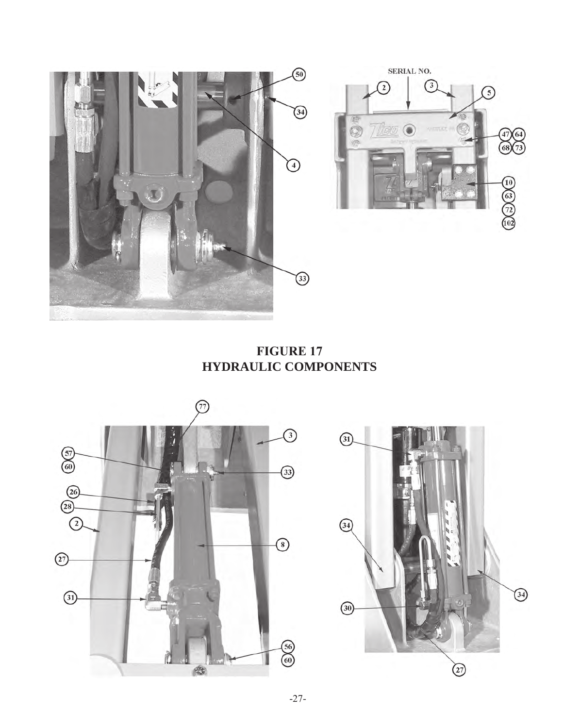**FIGURE 17**
**HYDRAULIC COMPONENTS**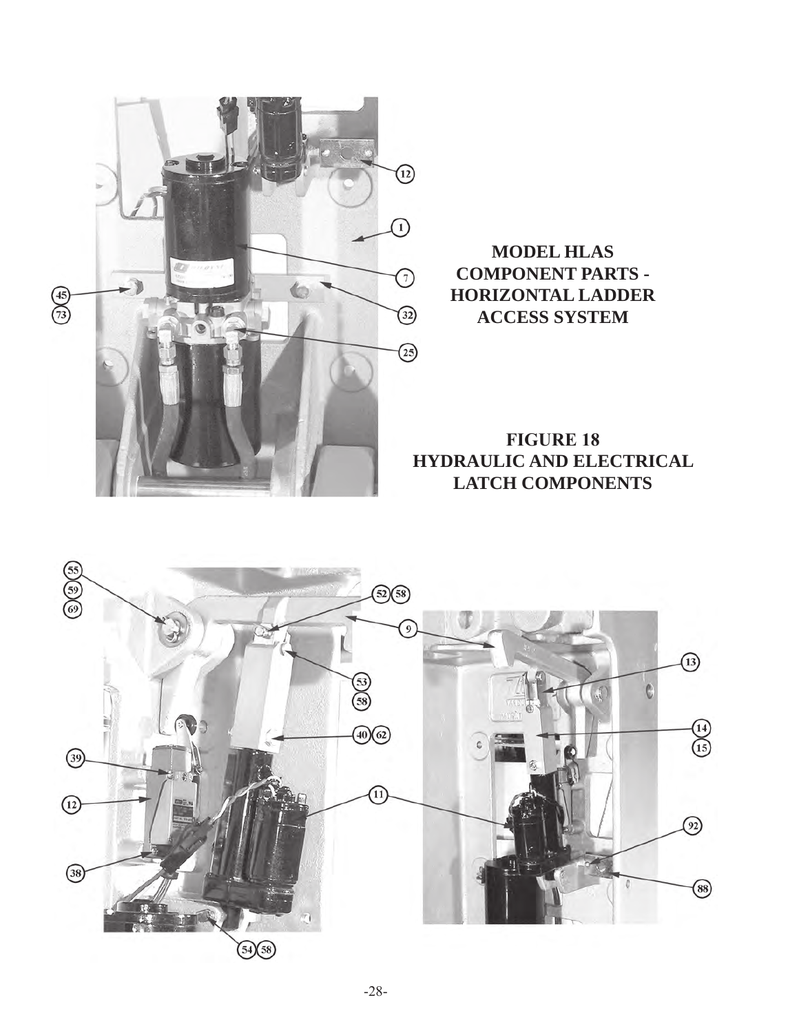**MODEL HLAS
COMPONENT PARTS -
HORIZONTAL LADDER
ACCESS SYSTEM**

**FIGURE 18
HYDRAULIC AND ELECTRICAL
LATCH COMPONENTS**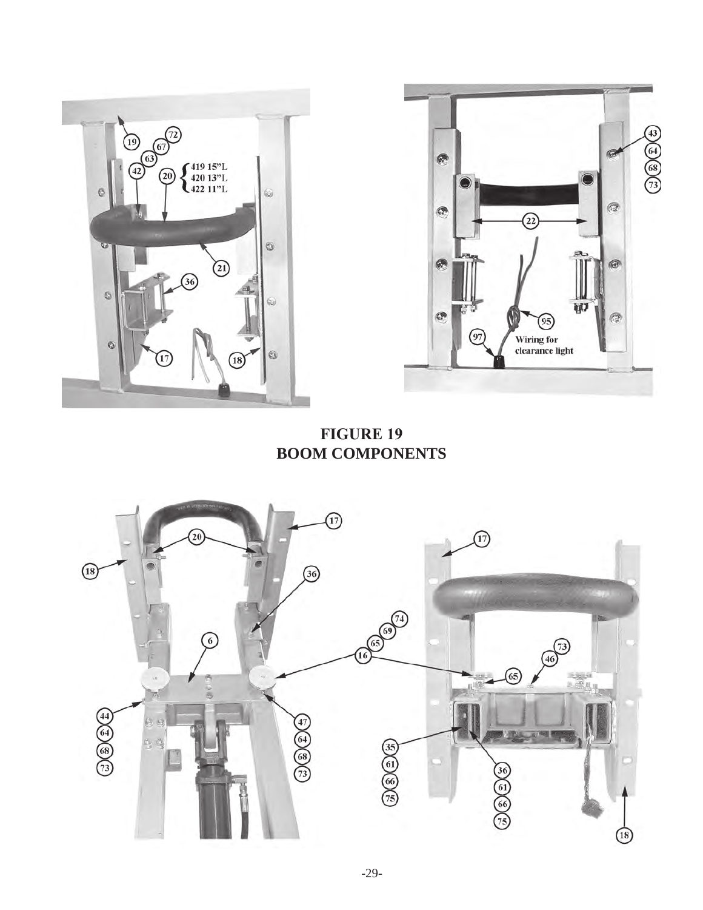**FIGURE 19**
**BOOM COMPONENTS**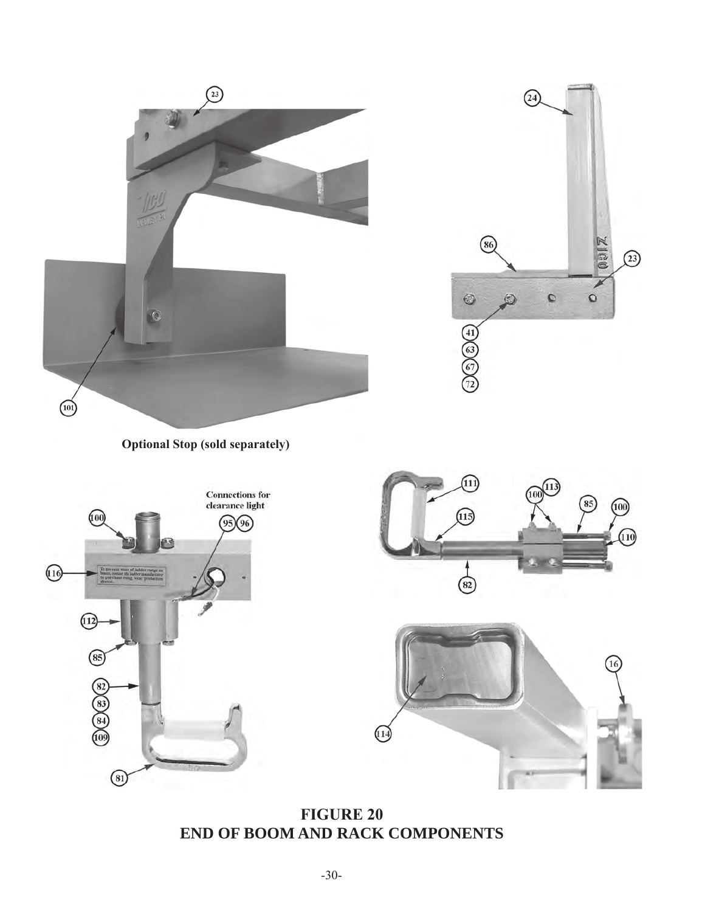Optional Stop (sold separately)

Connections for clearance light

**FIGURE 20**
**END OF BOOM AND RACK COMPONENTS**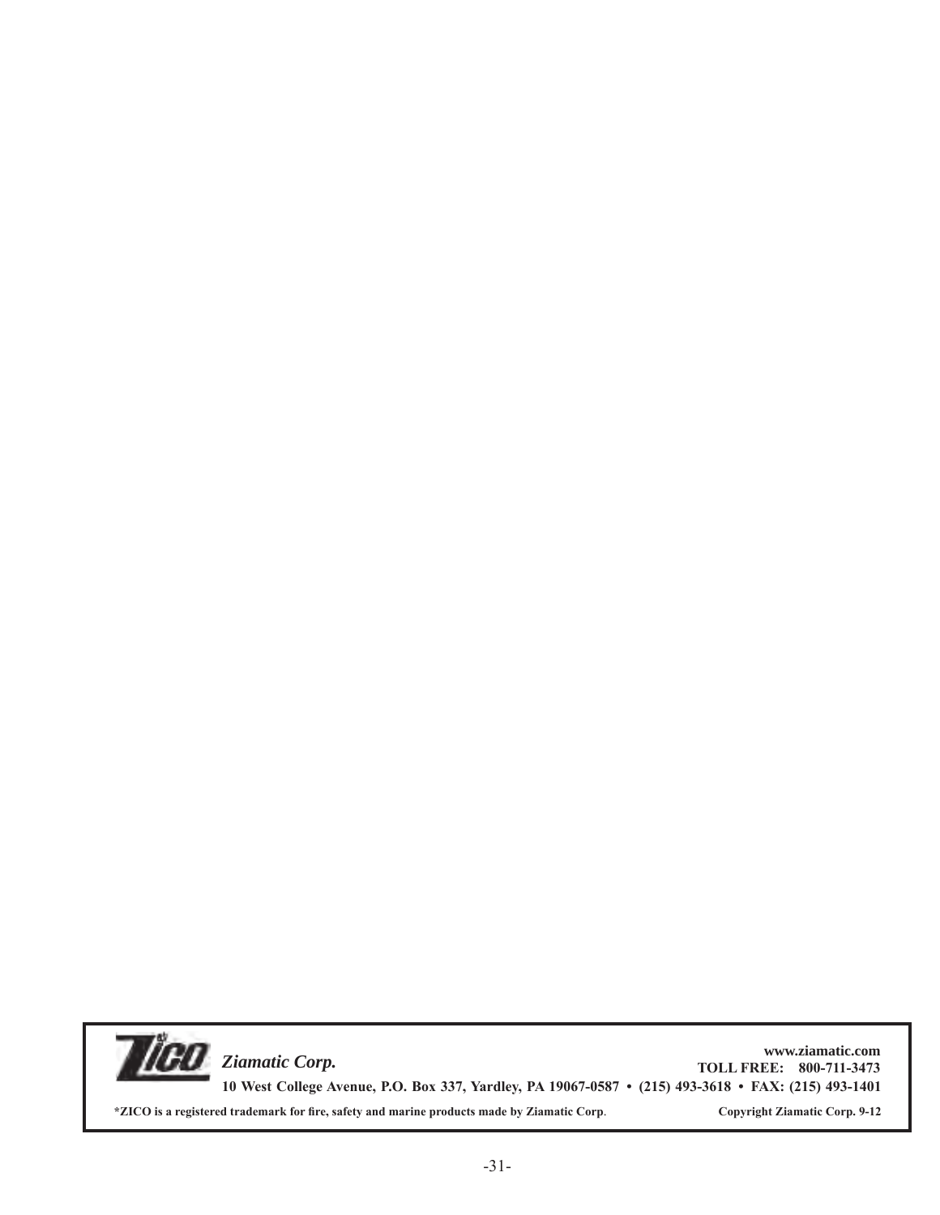**ZICO** *Ziamatic Corp.*

**www.ziamatic.com**
**TOLL FREE: 800-711-3473**

**10 West College Avenue, P.O. Box 337, Yardley, PA 19067-0587 • (215) 493-3618 • FAX: (215) 493-1401**

**\*ZICO is a registered trademark for fire, safety and marine products made by Ziamatic Corp.** **Copyright Ziamatic Corp. 9-12**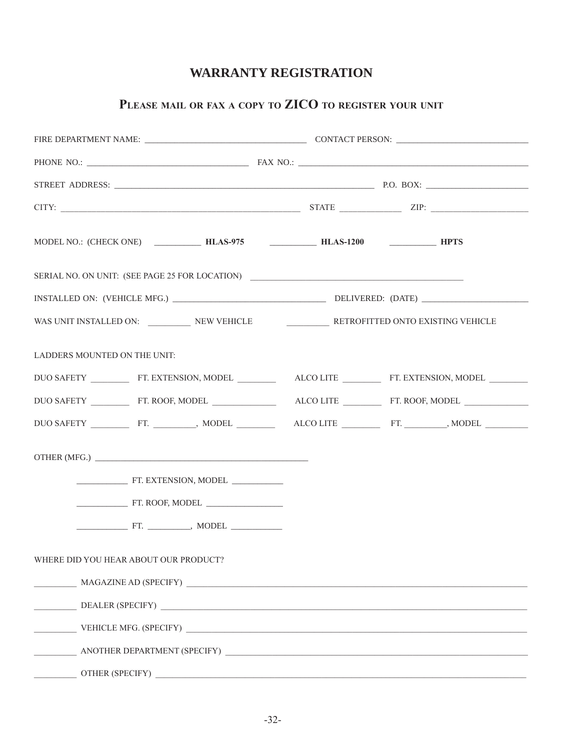# WARRANTY REGISTRATION

## PLEASE MAIL OR FAX A COPY TO ZICO TO REGISTER YOUR UNIT

FIRE DEPARTMENT NAME: ____________________________________ CONTACT PERSON: ______________________________

PHONE NO.: ____________________________________ FAX NO.: ______________________________________________________

STREET ADDRESS: ______________________________________________________________ P.O. BOX: ________________________

CITY: ________________________________________________________ STATE ______________ ZIP: ______________________

MODEL NO.: (CHECK ONE) ___________ **HLAS-975** ___________ **HLAS-1200** ___________ **HPTS**

SERIAL NO. ON UNIT: (SEE PAGE 25 FOR LOCATION) __________________________________________________

INSTALLED ON: (VEHICLE MFG.) ___________________________________ DELIVERED: (DATE) _________________________

WAS UNIT INSTALLED ON: __________ NEW VEHICLE __________ RETROFITTED ONTO EXISTING VEHICLE

LADDERS MOUNTED ON THE UNIT:

DUO SAFETY _________ FT. EXTENSION, MODEL _________ ALCO LITE _________ FT. EXTENSION, MODEL _________

DUO SAFETY _________ FT. ROOF, MODEL ______________ ALCO LITE _________ FT. ROOF, MODEL ______________

DUO SAFETY _________ FT. __________, MODEL _________ ALCO LITE _________ FT. __________, MODEL __________

OTHER (MFG.) ___________________________________________________

____________ FT. EXTENSION, MODEL ____________

____________ FT. ROOF, MODEL __________________

____________ FT. __________, MODEL ____________

WHERE DID YOU HEAR ABOUT OUR PRODUCT?

__________ MAGAZINE AD (SPECIFY) ______________________________________________________________________________

__________ DEALER (SPECIFY) ___________________________________________________________________________________

__________ VEHICLE MFG. (SPECIFY) ______________________________________________________________________________

__________ ANOTHER DEPARTMENT (SPECIFY) _______________________________________________________________________

__________ OTHER (SPECIFY) ____________________________________________________________________________________